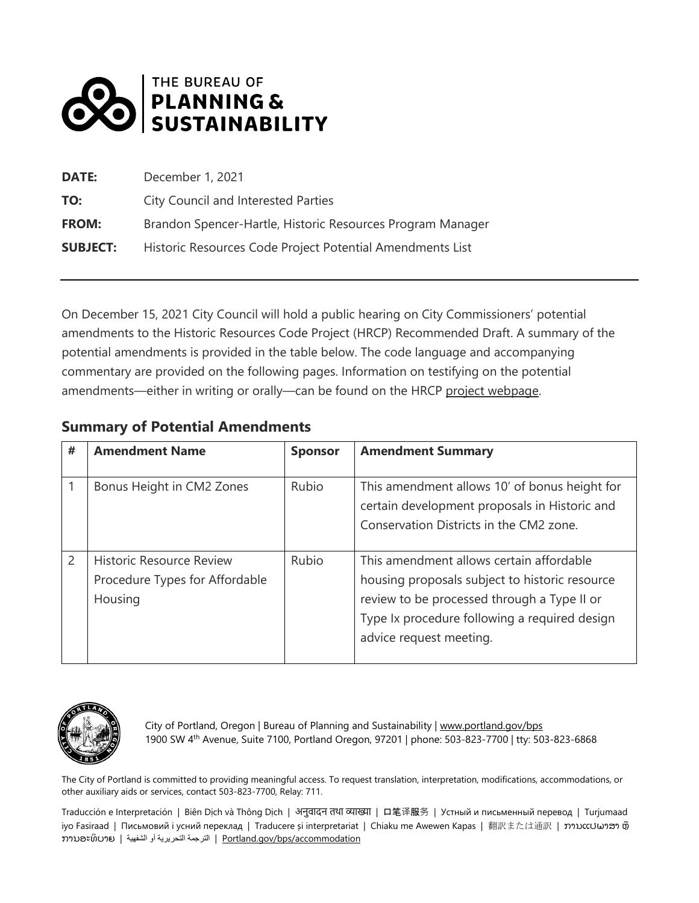THE BUREAU OF
**PLANNING & SUSTAINABILITY**

**DATE:** December 1, 2021

**TO:** City Council and Interested Parties

**FROM:** Brandon Spencer-Hartle, Historic Resources Program Manager

**SUBJECT:** Historic Resources Code Project Potential Amendments List

---

On December 15, 2021 City Council will hold a public hearing on City Commissioners' potential amendments to the Historic Resources Code Project (HRCP) Recommended Draft. A summary of the potential amendments is provided in the table below. The code language and accompanying commentary are provided on the following pages. Information on testifying on the potential amendments—either in writing or orally—can be found on the HRCP project webpage.

## Summary of Potential Amendments

| # | Amendment Name | Sponsor | Amendment Summary |
|---|---|---|---|
| 1 | Bonus Height in CM2 Zones | Rubio | This amendment allows 10' of bonus height for certain development proposals in Historic and Conservation Districts in the CM2 zone. |
| 2 | Historic Resource Review Procedure Types for Affordable Housing | Rubio | This amendment allows certain affordable housing proposals subject to historic resource review to be processed through a Type II or Type Ix procedure following a required design advice request meeting. |

City of Portland, Oregon | Bureau of Planning and Sustainability | www.portland.gov/bps
1900 SW 4th Avenue, Suite 7100, Portland Oregon, 97201 | phone: 503-823-7700 | tty: 503-823-6868

The City of Portland is committed to providing meaningful access. To request translation, interpretation, modifications, accommodations, or other auxiliary aids or services, contact 503-823-7700, Relay: 711.

Traducción e Interpretación | Biên Dịch và Thông Dịch | अनुवादन तथा व्याख्या | 口笔译服务 | Устный и письменный перевод | Turjumaad iyo Fasiraad | Письмовий і усний переклад | Traducere și interpretariat | Chiaku me Awewen Kapas | 翻訳または通訳 | ການແປພາສາ ຫຼື ການອະທິບາຍ | الترجمة التحريرية أو الشفهية | Portland.gov/bps/accommodation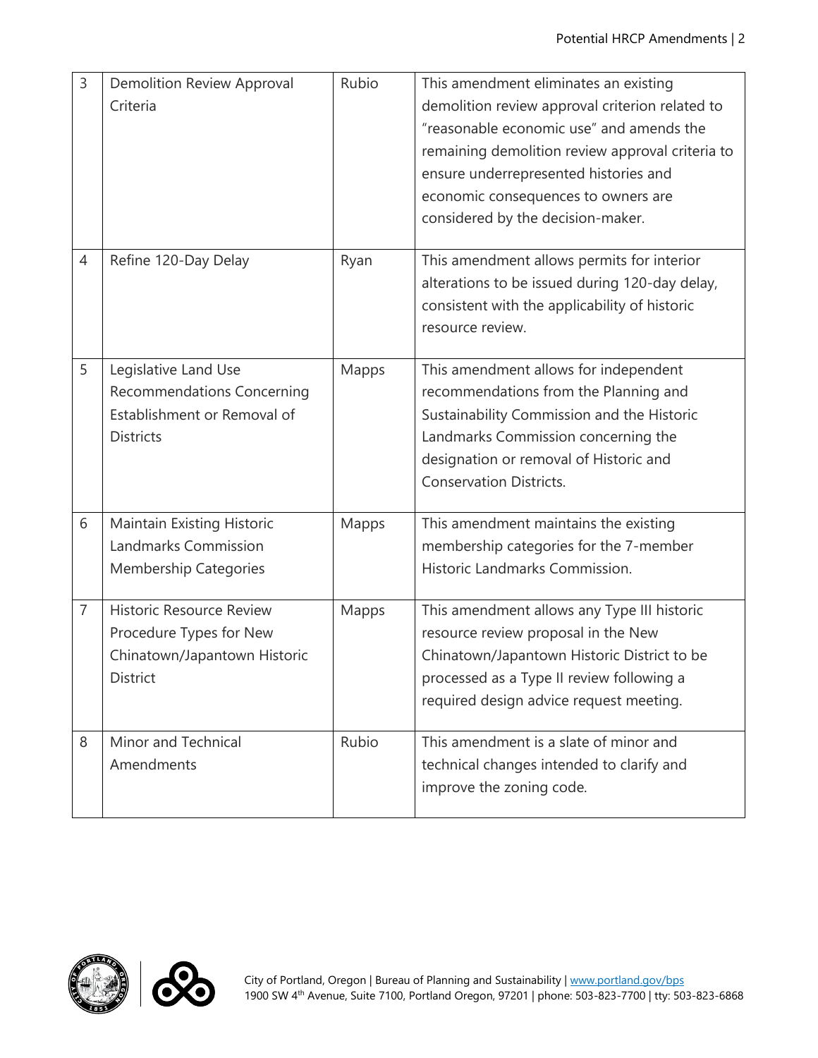| 3 | Demolition Review Approval Criteria | Rubio | This amendment eliminates an existing demolition review approval criterion related to "reasonable economic use" and amends the remaining demolition review approval criteria to ensure underrepresented histories and economic consequences to owners are considered by the decision-maker. |
|---|---|---|---|
| 4 | Refine 120-Day Delay | Ryan | This amendment allows permits for interior alterations to be issued during 120-day delay, consistent with the applicability of historic resource review. |
| 5 | Legislative Land Use Recommendations Concerning Establishment or Removal of Districts | Mapps | This amendment allows for independent recommendations from the Planning and Sustainability Commission and the Historic Landmarks Commission concerning the designation or removal of Historic and Conservation Districts. |
| 6 | Maintain Existing Historic Landmarks Commission Membership Categories | Mapps | This amendment maintains the existing membership categories for the 7-member Historic Landmarks Commission. |
| 7 | Historic Resource Review Procedure Types for New Chinatown/Japantown Historic District | Mapps | This amendment allows any Type III historic resource review proposal in the New Chinatown/Japantown Historic District to be processed as a Type II review following a required design advice request meeting. |
| 8 | Minor and Technical Amendments | Rubio | This amendment is a slate of minor and technical changes intended to clarify and improve the zoning code. |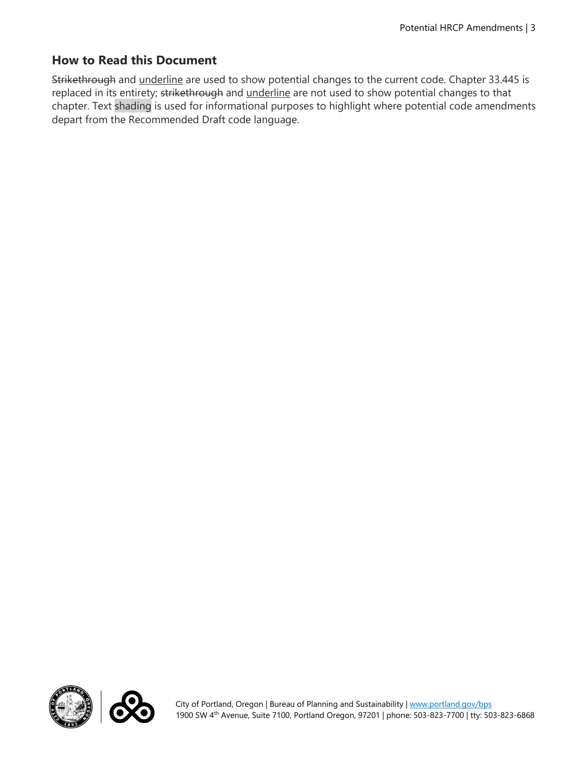## How to Read this Document

~~Strikethrough~~ and <u>underline</u> are used to show potential changes to the current code. Chapter 33.445 is replaced in its entirety; ~~strikethrough~~ and <u>underline</u> are not used to show potential changes to that chapter. Text shading is used for informational purposes to highlight where potential code amendments depart from the Recommended Draft code language.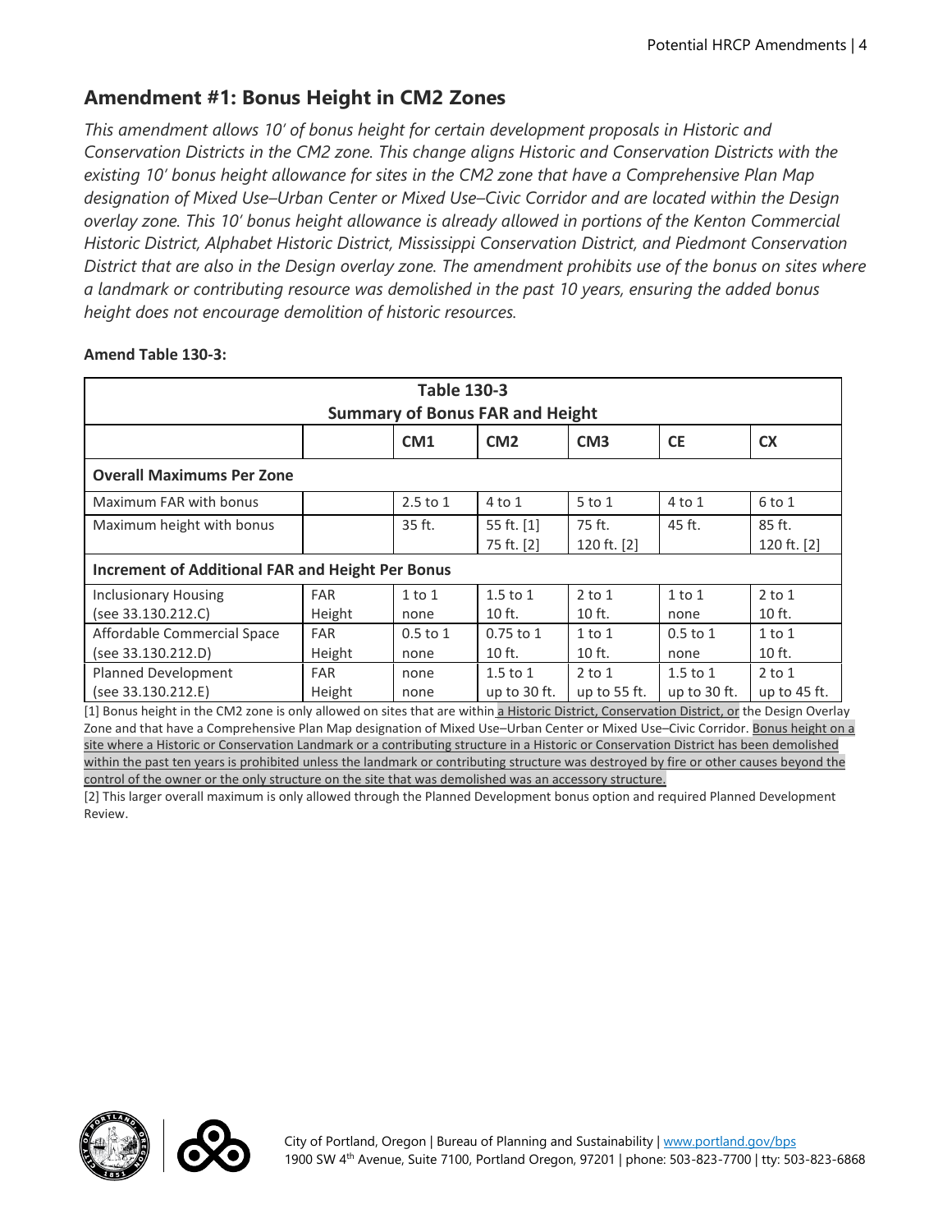## Amendment #1: Bonus Height in CM2 Zones

*This amendment allows 10' of bonus height for certain development proposals in Historic and Conservation Districts in the CM2 zone. This change aligns Historic and Conservation Districts with the existing 10' bonus height allowance for sites in the CM2 zone that have a Comprehensive Plan Map designation of Mixed Use–Urban Center or Mixed Use–Civic Corridor and are located within the Design overlay zone. This 10' bonus height allowance is already allowed in portions of the Kenton Commercial Historic District, Alphabet Historic District, Mississippi Conservation District, and Piedmont Conservation District that are also in the Design overlay zone. The amendment prohibits use of the bonus on sites where a landmark or contributing resource was demolished in the past 10 years, ensuring the added bonus height does not encourage demolition of historic resources.*

**Amend Table 130-3:**

| Table 130-3<br>Summary of Bonus FAR and Height | | | | | | |
|---|---|---|---|---|---|---|
| | | **CM1** | **CM2** | **CM3** | **CE** | **CX** |
| **Overall Maximums Per Zone** | | | | | | |
| Maximum FAR with bonus | | 2.5 to 1 | 4 to 1 | 5 to 1 | 4 to 1 | 6 to 1 |
| Maximum height with bonus | | 35 ft. | 55 ft. [1]<br>75 ft. [2] | 75 ft.<br>120 ft. [2] | 45 ft. | 85 ft.<br>120 ft. [2] |
| **Increment of Additional FAR and Height Per Bonus** | | | | | | |
| Inclusionary Housing<br>(see 33.130.212.C) | FAR<br>Height | 1 to 1<br>none | 1.5 to 1<br>10 ft. | 2 to 1<br>10 ft. | 1 to 1<br>none | 2 to 1<br>10 ft. |
| Affordable Commercial Space<br>(see 33.130.212.D) | FAR<br>Height | 0.5 to 1<br>none | 0.75 to 1<br>10 ft. | 1 to 1<br>10 ft. | 0.5 to 1<br>none | 1 to 1<br>10 ft. |
| Planned Development<br>(see 33.130.212.E) | FAR<br>Height | none<br>none | 1.5 to 1<br>up to 30 ft. | 2 to 1<br>up to 55 ft. | 1.5 to 1<br>up to 30 ft. | 2 to 1<br>up to 45 ft. |

[1] Bonus height in the CM2 zone is only allowed on sites that are within a Historic District, Conservation District, or the Design Overlay Zone and that have a Comprehensive Plan Map designation of Mixed Use–Urban Center or Mixed Use–Civic Corridor. Bonus height on a site where a Historic or Conservation Landmark or a contributing structure in a Historic or Conservation District has been demolished within the past ten years is prohibited unless the landmark or contributing structure was destroyed by fire or other causes beyond the control of the owner or the only structure on the site that was demolished was an accessory structure.

[2] This larger overall maximum is only allowed through the Planned Development bonus option and required Planned Development Review.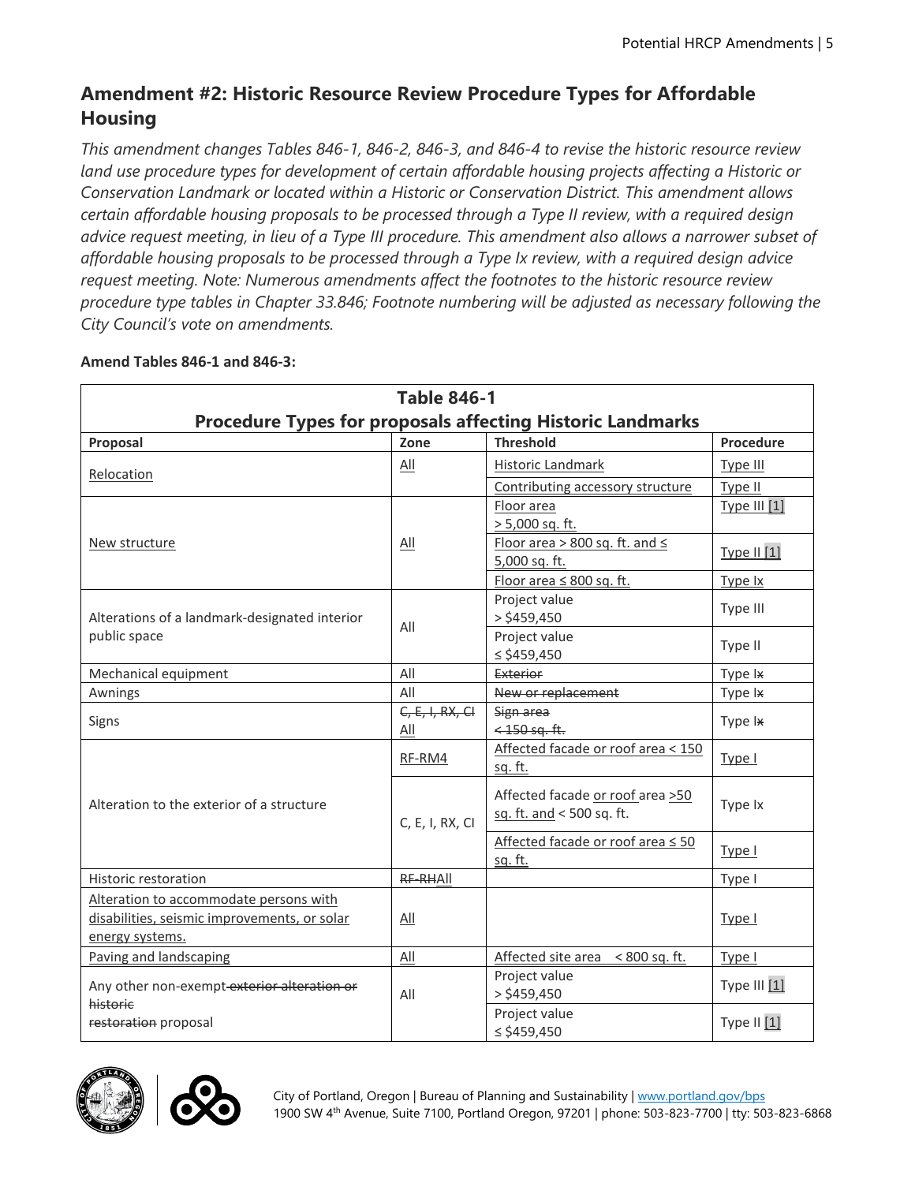## Amendment #2: Historic Resource Review Procedure Types for Affordable Housing

*This amendment changes Tables 846-1, 846-2, 846-3, and 846-4 to revise the historic resource review land use procedure types for development of certain affordable housing projects affecting a Historic or Conservation Landmark or located within a Historic or Conservation District. This amendment allows certain affordable housing proposals to be processed through a Type II review, with a required design advice request meeting, in lieu of a Type III procedure. This amendment also allows a narrower subset of affordable housing proposals to be processed through a Type Ix review, with a required design advice request meeting. Note: Numerous amendments affect the footnotes to the historic resource review procedure type tables in Chapter 33.846; Footnote numbering will be adjusted as necessary following the City Council's vote on amendments.*

**Amend Tables 846-1 and 846-3:**

| Table 846-1 Procedure Types for proposals affecting Historic Landmarks | | | |
|---|---|---|---|
| **Proposal** | **Zone** | **Threshold** | **Procedure** |
| Relocation | All | Historic Landmark | Type III |
| | | Contributing accessory structure | Type II |
| New structure | All | Floor area > 5,000 sq. ft. | Type III [1] |
| | | Floor area > 800 sq. ft. and ≤ 5,000 sq. ft. | Type II [1] |
| | | Floor area ≤ 800 sq. ft. | Type Ix |
| Alterations of a landmark-designated interior public space | All | Project value > $459,450 | Type III |
| | | Project value ≤ $459,450 | Type II |
| Mechanical equipment | All | ~~Exterior~~ | Type I~~x~~ |
| Awnings | All | ~~New or replacement~~ | Type I~~x~~ |
| Signs | ~~C, E, I, RX, CI~~ All | ~~Sign area < 150 sq. ft.~~ | Type I~~x~~ |
| Alteration to the exterior of a structure | RF-RM4 | Affected facade or roof area < 150 sq. ft. | Type I |
| | C, E, I, RX, CI | Affected facade or roof area >50 sq. ft. and < 500 sq. ft. | Type Ix |
| | | Affected facade or roof area ≤ 50 sq. ft. | Type I |
| Historic restoration | ~~RF-RH~~All | | Type I |
| Alteration to accommodate persons with disabilities, seismic improvements, or solar energy systems. | All | | Type I |
| Paving and landscaping | All | Affected site area < 800 sq. ft. | Type I |
| Any other non-exempt ~~exterior alteration or historic restoration~~ proposal | All | Project value > $459,450 | Type III [1] |
| | | Project value ≤ $459,450 | Type II [1] |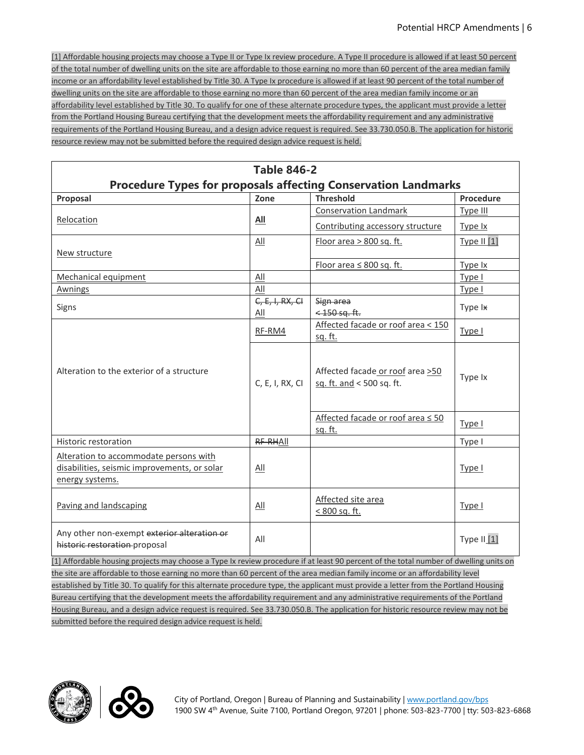[1] Affordable housing projects may choose a Type II or Type Ix review procedure. A Type II procedure is allowed if at least 50 percent of the total number of dwelling units on the site are affordable to those earning no more than 60 percent of the area median family income or an affordability level established by Title 30. A Type Ix procedure is allowed if at least 90 percent of the total number of dwelling units on the site are affordable to those earning no more than 60 percent of the area median family income or an affordability level established by Title 30. To qualify for one of these alternate procedure types, the applicant must provide a letter from the Portland Housing Bureau certifying that the development meets the affordability requirement and any administrative requirements of the Portland Housing Bureau, and a design advice request is required. See 33.730.050.B. The application for historic resource review may not be submitted before the required design advice request is held.

**Table 846-2**
**Procedure Types for proposals affecting Conservation Landmarks**

| Proposal | Zone | Threshold | Procedure |
|---|---|---|---|
| Relocation | All | Conservation Landmark | Type III |
| | | Contributing accessory structure | Type Ix |
| New structure | All | Floor area > 800 sq. ft. | Type II [1] |
| | | Floor area ≤ 800 sq. ft. | Type Ix |
| Mechanical equipment | All | | Type I |
| Awnings | All | | Type I |
| Signs | ~~C, E, I, RX, CI~~ All | ~~Sign area < 150 sq. ft.~~ | Type I~~x~~ |
| Alteration to the exterior of a structure | RF-RM4 | Affected facade or roof area < 150 sq. ft. | Type I |
| | C, E, I, RX, CI | Affected facade or roof area >50 sq. ft. and < 500 sq. ft. | Type Ix |
| | | Affected facade or roof area ≤ 50 sq. ft. | Type I |
| Historic restoration | ~~RF-RH~~All | | Type I |
| Alteration to accommodate persons with disabilities, seismic improvements, or solar energy systems. | All | | Type I |
| Paving and landscaping | All | Affected site area < 800 sq. ft. | Type I |
| Any other non-exempt ~~exterior alteration or historic restoration~~ proposal | All | | Type II [1] |

[1] Affordable housing projects may choose a Type Ix review procedure if at least 90 percent of the total number of dwelling units on the site are affordable to those earning no more than 60 percent of the area median family income or an affordability level established by Title 30. To qualify for this alternate procedure type, the applicant must provide a letter from the Portland Housing Bureau certifying that the development meets the affordability requirement and any administrative requirements of the Portland Housing Bureau, and a design advice request is required. See 33.730.050.B. The application for historic resource review may not be submitted before the required design advice request is held.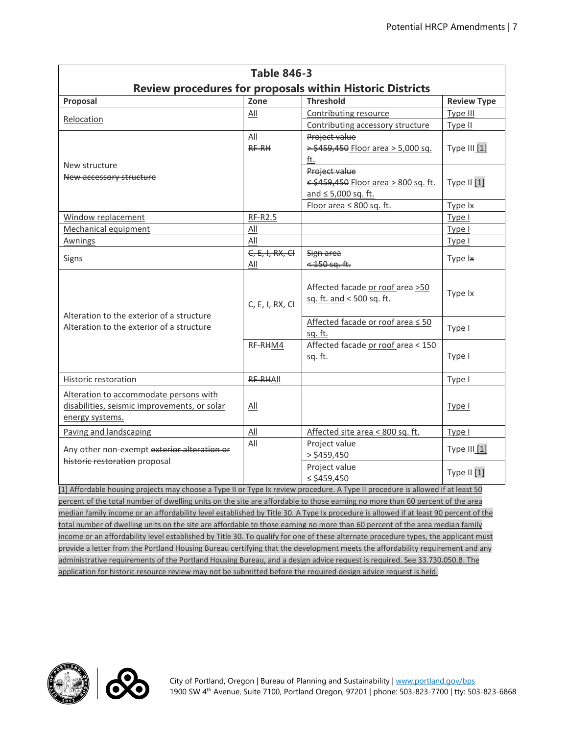| Table 846-3<br>Review procedures for proposals within Historic Districts | | | |
|---|---|---|---|
| **Proposal** | **Zone** | **Threshold** | **Review Type** |
| Relocation | All | Contributing resource | Type III |
| | | Contributing accessory structure | Type II |
| New structure<br>~~New accessory structure~~ | All<br>~~RF-RH~~ | ~~Project value~~<br>~~> $459,450~~ Floor area > 5,000 sq. ft. | Type III [1] |
| | | ~~Project value~~<br>~~≤ $459,450~~ Floor area > 800 sq. ft. and ≤ 5,000 sq. ft. | Type II [1] |
| | | Floor area ≤ 800 sq. ft. | Type Ix |
| Window replacement | RF-R2.5 | | Type I |
| Mechanical equipment | All | | Type I |
| Awnings | All | | Type I |
| Signs | ~~C, E, I, RX, CI~~<br>All | ~~Sign area~~<br>~~< 150 sq. ft.~~ | Type I~~x~~ |
| Alteration to the exterior of a structure<br>~~Alteration to the exterior of a structure~~ | C, E, I, RX, CI | Affected facade or roof area >50 sq. ft. and < 500 sq. ft. | Type Ix |
| | | Affected facade or roof area ≤ 50 sq. ft. | Type I |
| | RF-R~~H~~M4 | Affected facade or roof area < 150 sq. ft. | Type I |
| Historic restoration | ~~RF-RH~~All | | Type I |
| Alteration to accommodate persons with disabilities, seismic improvements, or solar energy systems. | All | | Type I |
| Paving and landscaping | All | Affected site area < 800 sq. ft. | Type I |
| Any other non-exempt ~~exterior alteration or historic restoration~~ proposal | All | Project value<br>> $459,450 | Type III [1] |
| | | Project value<br>≤ $459,450 | Type II [1] |

[1] Affordable housing projects may choose a Type II or Type Ix review procedure. A Type II procedure is allowed if at least 50 percent of the total number of dwelling units on the site are affordable to those earning no more than 60 percent of the area median family income or an affordability level established by Title 30. A Type Ix procedure is allowed if at least 90 percent of the total number of dwelling units on the site are affordable to those earning no more than 60 percent of the area median family income or an affordability level established by Title 30. To qualify for one of these alternate procedure types, the applicant must provide a letter from the Portland Housing Bureau certifying that the development meets the affordability requirement and any administrative requirements of the Portland Housing Bureau, and a design advice request is required. See 33.730.050.B. The application for historic resource review may not be submitted before the required design advice request is held.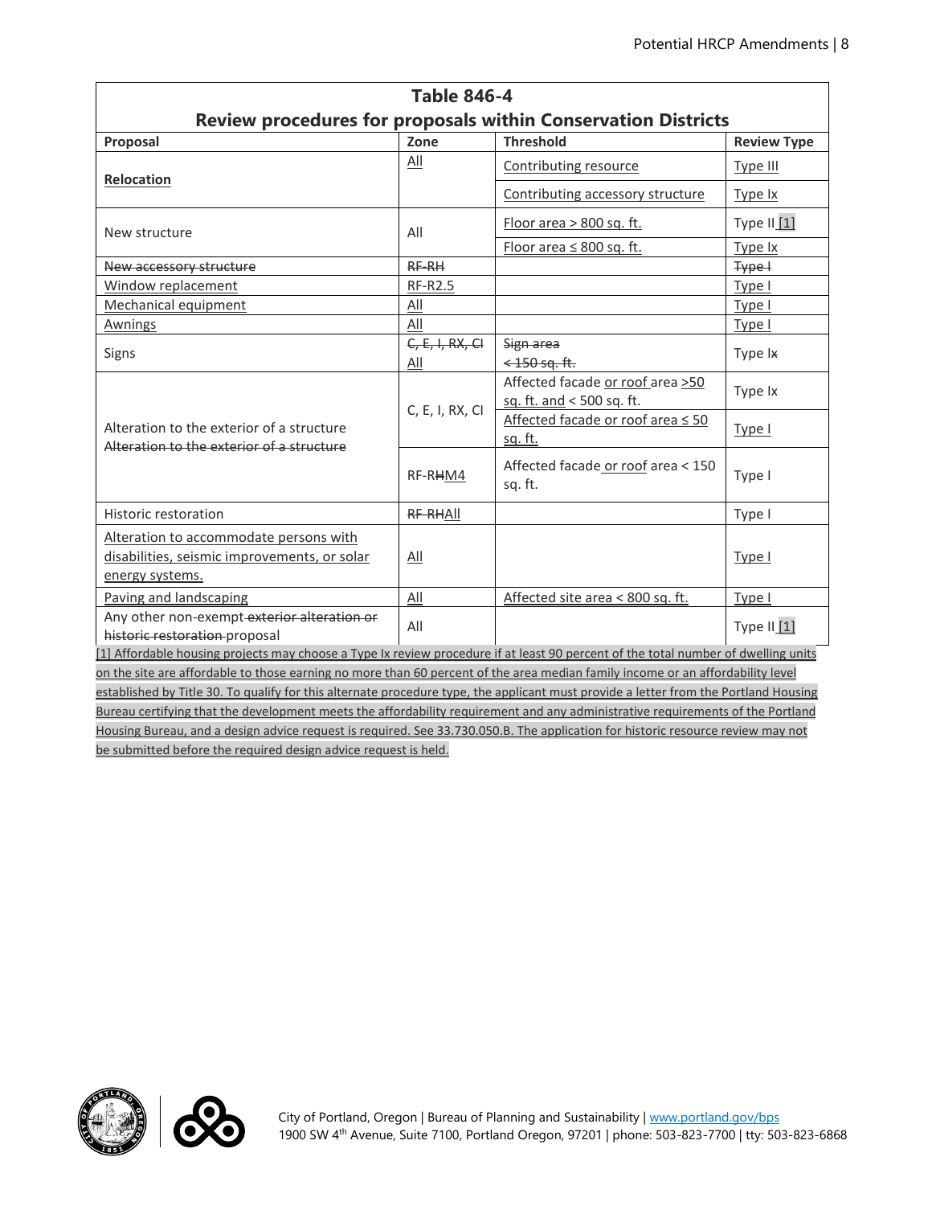| Table 846-4 Review procedures for proposals within Conservation Districts | | | |
|---|---|---|---|
| **Proposal** | **Zone** | **Threshold** | **Review Type** |
| **Relocation** | All | Contributing resource | Type III |
| | | Contributing accessory structure | Type Ix |
| New structure | All | Floor area > 800 sq. ft. | Type II [1] |
| | | Floor area ≤ 800 sq. ft. | Type Ix |
| ~~New accessory structure~~ | ~~RF-RH~~ | | ~~Type I~~ |
| Window replacement | RF-R2.5 | | Type I |
| Mechanical equipment | All | | Type I |
| Awnings | All | | Type I |
| Signs | ~~C, E, I, RX, CI~~ All | ~~Sign area < 150 sq. ft.~~ | Type I~~x~~ |
| Alteration to the exterior of a structure ~~Alteration to the exterior of a structure~~ | C, E, I, RX, CI | Affected facade or roof area >50 sq. ft. and < 500 sq. ft. | Type Ix |
| | | Affected facade or roof area ≤ 50 sq. ft. | Type I |
| | RF-R~~H~~M4 | Affected facade or roof area < 150 sq. ft. | Type I |
| Historic restoration | ~~RF-RH~~All | | Type I |
| Alteration to accommodate persons with disabilities, seismic improvements, or solar energy systems. | All | | Type I |
| Paving and landscaping | All | Affected site area < 800 sq. ft. | Type I |
| Any other non-exempt ~~exterior alteration or historic restoration~~ proposal | All | | Type II [1] |

[1] Affordable housing projects may choose a Type Ix review procedure if at least 90 percent of the total number of dwelling units on the site are affordable to those earning no more than 60 percent of the area median family income or an affordability level established by Title 30. To qualify for this alternate procedure type, the applicant must provide a letter from the Portland Housing Bureau certifying that the development meets the affordability requirement and any administrative requirements of the Portland Housing Bureau, and a design advice request is required. See 33.730.050.B. The application for historic resource review may not be submitted before the required design advice request is held.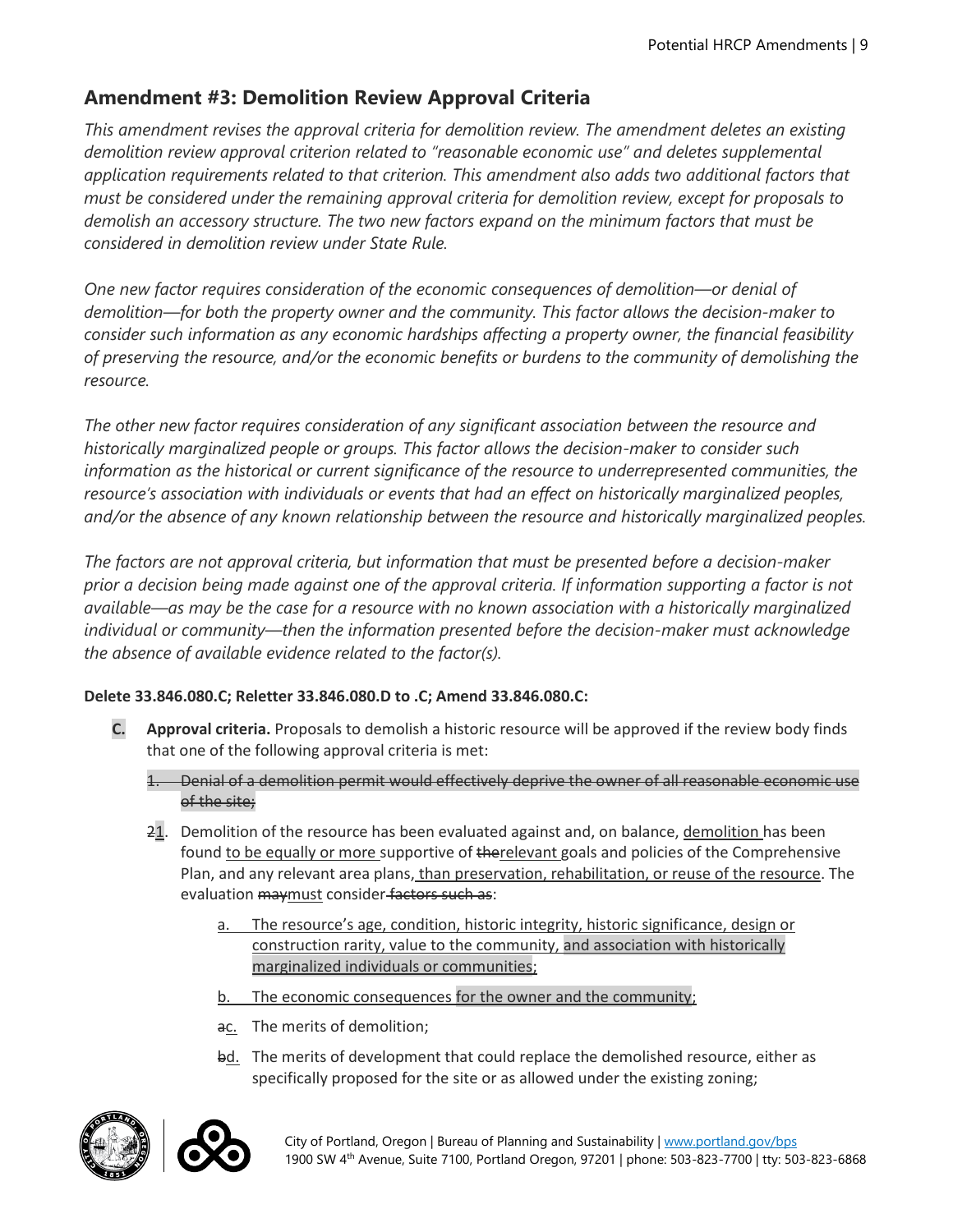## Amendment #3: Demolition Review Approval Criteria

*This amendment revises the approval criteria for demolition review. The amendment deletes an existing demolition review approval criterion related to "reasonable economic use" and deletes supplemental application requirements related to that criterion. This amendment also adds two additional factors that must be considered under the remaining approval criteria for demolition review, except for proposals to demolish an accessory structure. The two new factors expand on the minimum factors that must be considered in demolition review under State Rule.*

*One new factor requires consideration of the economic consequences of demolition—or denial of demolition—for both the property owner and the community. This factor allows the decision-maker to consider such information as any economic hardships affecting a property owner, the financial feasibility of preserving the resource, and/or the economic benefits or burdens to the community of demolishing the resource.*

*The other new factor requires consideration of any significant association between the resource and historically marginalized people or groups. This factor allows the decision-maker to consider such information as the historical or current significance of the resource to underrepresented communities, the resource's association with individuals or events that had an effect on historically marginalized peoples, and/or the absence of any known relationship between the resource and historically marginalized peoples.*

*The factors are not approval criteria, but information that must be presented before a decision-maker prior a decision being made against one of the approval criteria. If information supporting a factor is not available—as may be the case for a resource with no known association with a historically marginalized individual or community—then the information presented before the decision-maker must acknowledge the absence of available evidence related to the factor(s).*

**Delete 33.846.080.C; Reletter 33.846.080.D to .C; Amend 33.846.080.C:**

**C. Approval criteria.** Proposals to demolish a historic resource will be approved if the review body finds that one of the following approval criteria is met:

~~1. Denial of a demolition permit would effectively deprive the owner of all reasonable economic use of the site;~~

~~2~~<u>1</u>. Demolition of the resource has been evaluated against and, on balance, <u>demolition</u> has been found <u>to be equally or more</u> supportive of ~~the~~<u>relevant</u> goals and policies of the Comprehensive Plan, and any relevant area plans<u>, than preservation, rehabilitation, or reuse of the resource</u>. The evaluation ~~may~~<u>must</u> consider ~~factors such as~~:

<u>a. The resource's age, condition, historic integrity, historic significance, design or construction rarity, value to the community, and association with historically marginalized individuals or communities;</u>

<u>b. The economic consequences for the owner and the community;</u>

~~a~~<u>c.</u> The merits of demolition;

~~b~~<u>d.</u> The merits of development that could replace the demolished resource, either as specifically proposed for the site or as allowed under the existing zoning;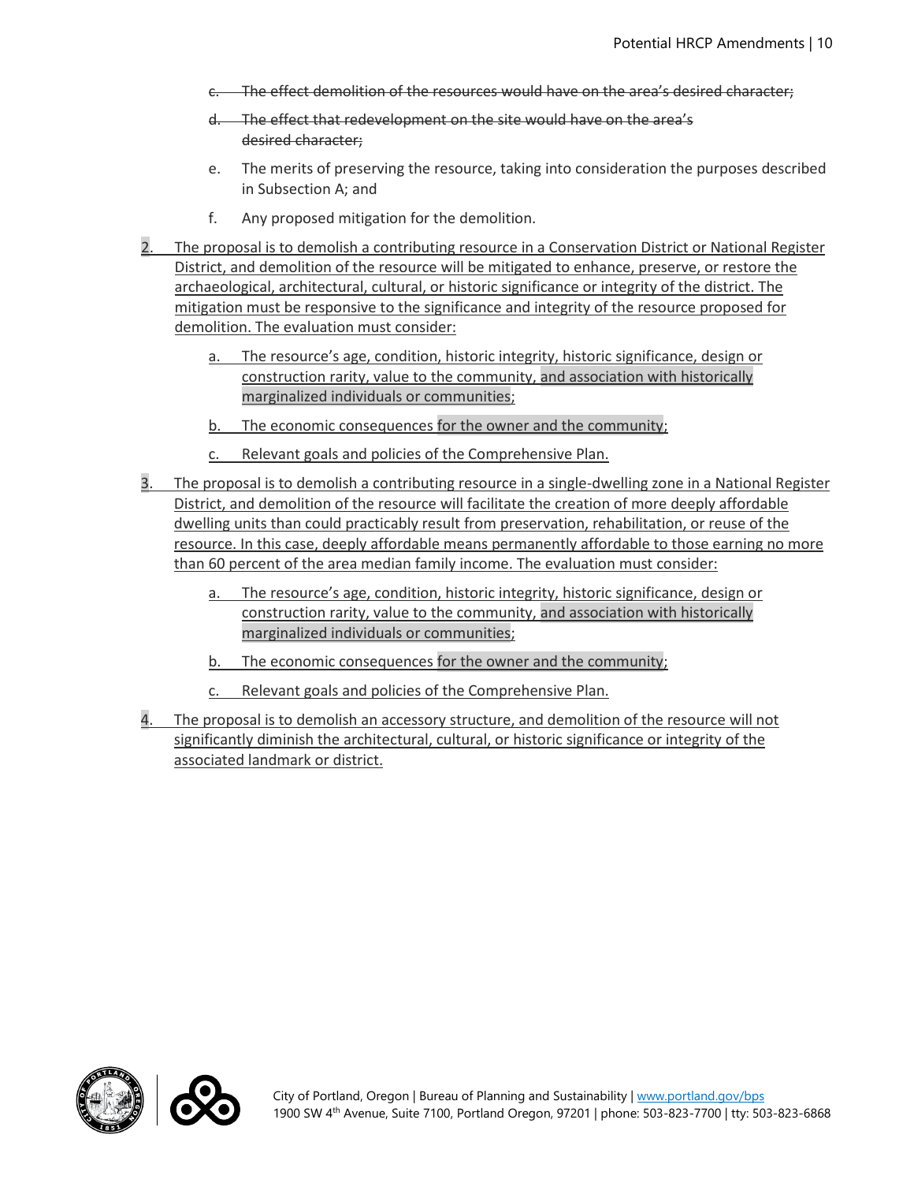c. ~~The effect demolition of the resources would have on the area's desired character;~~

d. ~~The effect that redevelopment on the site would have on the area's desired character;~~

e. The merits of preserving the resource, taking into consideration the purposes described in Subsection A; and

f. Any proposed mitigation for the demolition.

2. <u>The proposal is to demolish a contributing resource in a Conservation District or National Register District, and demolition of the resource will be mitigated to enhance, preserve, or restore the archaeological, architectural, cultural, or historic significance or integrity of the district. The mitigation must be responsive to the significance and integrity of the resource proposed for demolition. The evaluation must consider:</u>

   a. <u>The resource's age, condition, historic integrity, historic significance, design or construction rarity, value to the community, and association with historically marginalized individuals or communities;</u>

   b. <u>The economic consequences for the owner and the community;</u>

   c. <u>Relevant goals and policies of the Comprehensive Plan.</u>

3. <u>The proposal is to demolish a contributing resource in a single-dwelling zone in a National Register District, and demolition of the resource will facilitate the creation of more deeply affordable dwelling units than could practicably result from preservation, rehabilitation, or reuse of the resource. In this case, deeply affordable means permanently affordable to those earning no more than 60 percent of the area median family income. The evaluation must consider:</u>

   a. <u>The resource's age, condition, historic integrity, historic significance, design or construction rarity, value to the community, and association with historically marginalized individuals or communities;</u>

   b. <u>The economic consequences for the owner and the community;</u>

   c. <u>Relevant goals and policies of the Comprehensive Plan.</u>

4. <u>The proposal is to demolish an accessory structure, and demolition of the resource will not significantly diminish the architectural, cultural, or historic significance or integrity of the associated landmark or district.</u>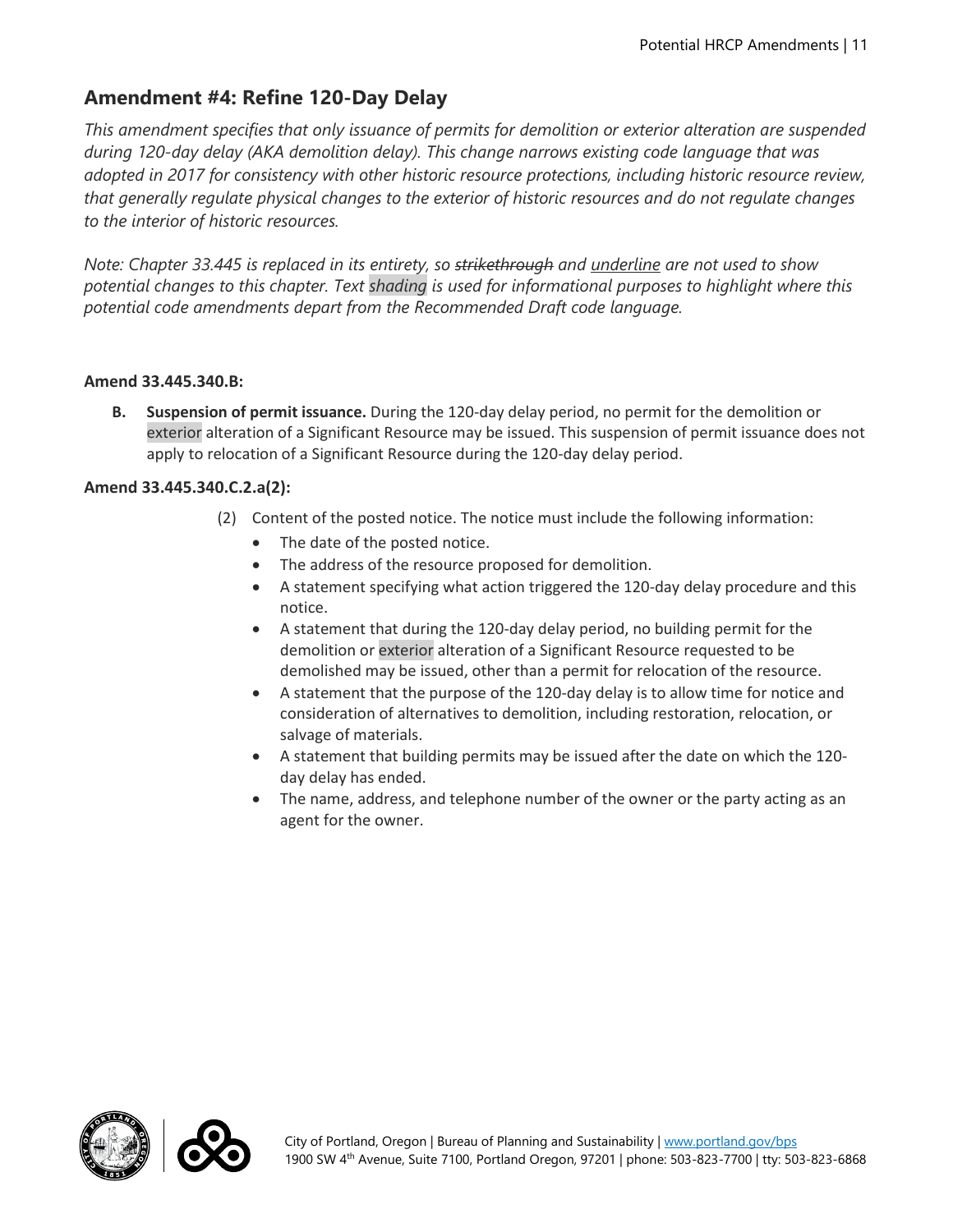## Amendment #4: Refine 120-Day Delay

*This amendment specifies that only issuance of permits for demolition or exterior alteration are suspended during 120-day delay (AKA demolition delay). This change narrows existing code language that was adopted in 2017 for consistency with other historic resource protections, including historic resource review, that generally regulate physical changes to the exterior of historic resources and do not regulate changes to the interior of historic resources.*

*Note: Chapter 33.445 is replaced in its entirety, so ~~strikethrough~~ and <u>underline</u> are not used to show potential changes to this chapter. Text shading is used for informational purposes to highlight where this potential code amendments depart from the Recommended Draft code language.*

**Amend 33.445.340.B:**

**B. Suspension of permit issuance.** During the 120-day delay period, no permit for the demolition or exterior alteration of a Significant Resource may be issued. This suspension of permit issuance does not apply to relocation of a Significant Resource during the 120-day delay period.

**Amend 33.445.340.C.2.a(2):**

(2) Content of the posted notice. The notice must include the following information:

- The date of the posted notice.
- The address of the resource proposed for demolition.
- A statement specifying what action triggered the 120-day delay procedure and this notice.
- A statement that during the 120-day delay period, no building permit for the demolition or exterior alteration of a Significant Resource requested to be demolished may be issued, other than a permit for relocation of the resource.
- A statement that the purpose of the 120-day delay is to allow time for notice and consideration of alternatives to demolition, including restoration, relocation, or salvage of materials.
- A statement that building permits may be issued after the date on which the 120-day delay has ended.
- The name, address, and telephone number of the owner or the party acting as an agent for the owner.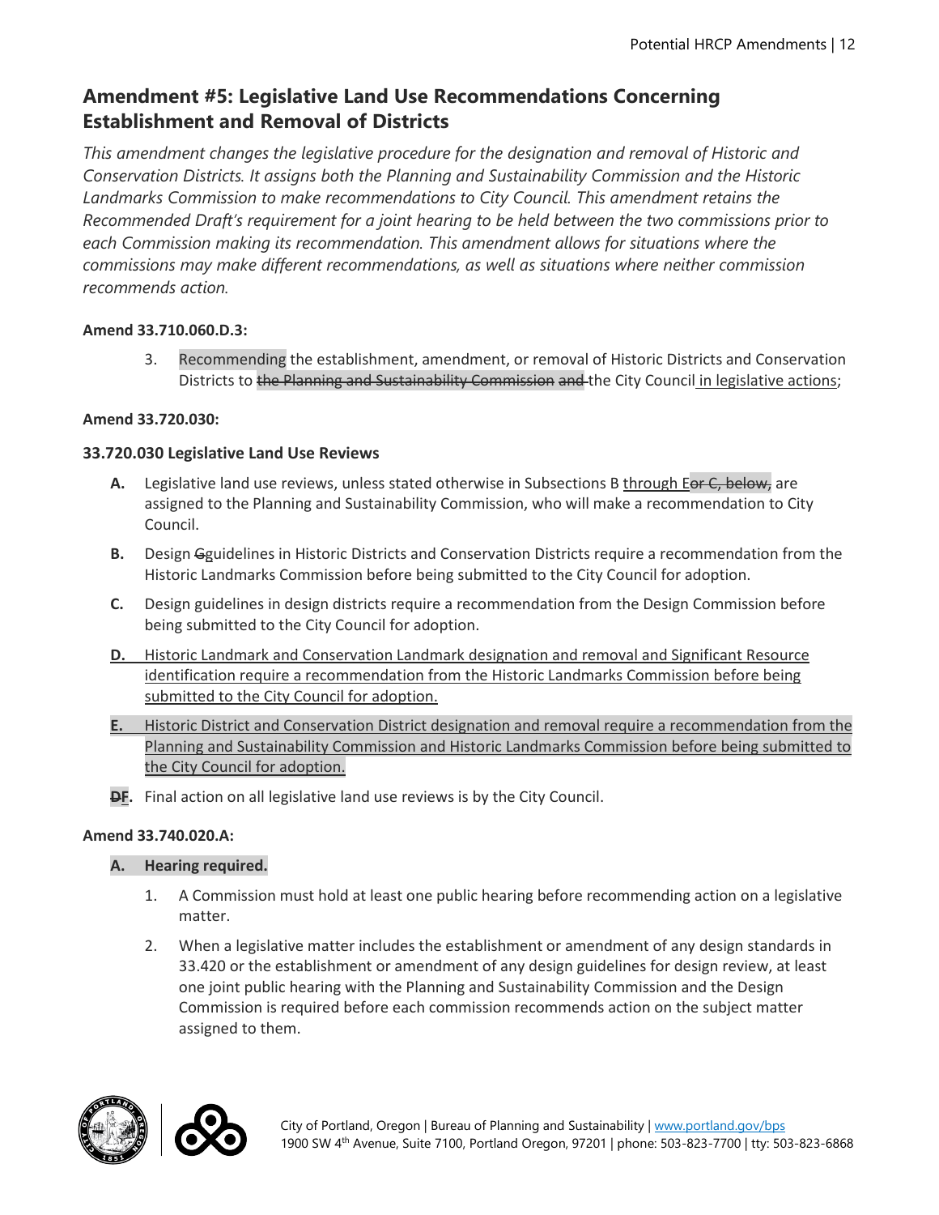## Amendment #5: Legislative Land Use Recommendations Concerning Establishment and Removal of Districts

*This amendment changes the legislative procedure for the designation and removal of Historic and Conservation Districts. It assigns both the Planning and Sustainability Commission and the Historic Landmarks Commission to make recommendations to City Council. This amendment retains the Recommended Draft's requirement for a joint hearing to be held between the two commissions prior to each Commission making its recommendation. This amendment allows for situations where the commissions may make different recommendations, as well as situations where neither commission recommends action.*

**Amend 33.710.060.D.3:**

3. Recommending the establishment, amendment, or removal of Historic Districts and Conservation Districts to ~~the Planning and Sustainability Commission and~~ the City Council <u>in legislative actions</u>;

**Amend 33.720.030:**

**33.720.030 Legislative Land Use Reviews**

**A.** Legislative land use reviews, unless stated otherwise in Subsections B <u>through E</u>~~or C, below,~~ are assigned to the Planning and Sustainability Commission, who will make a recommendation to City Council.

**B.** Design ~~G~~guidelines in Historic Districts and Conservation Districts require a recommendation from the Historic Landmarks Commission before being submitted to the City Council for adoption.

**C.** Design guidelines in design districts require a recommendation from the Design Commission before being submitted to the City Council for adoption.

<u>**D.** Historic Landmark and Conservation Landmark designation and removal and Significant Resource identification require a recommendation from the Historic Landmarks Commission before being submitted to the City Council for adoption.</u>

<u>**E.** Historic District and Conservation District designation and removal require a recommendation from the Planning and Sustainability Commission and Historic Landmarks Commission before being submitted to the City Council for adoption.</u>

**~~D~~<u>F</u>.** Final action on all legislative land use reviews is by the City Council.

**Amend 33.740.020.A:**

**A. Hearing required.**

1. A Commission must hold at least one public hearing before recommending action on a legislative matter.
2. When a legislative matter includes the establishment or amendment of any design standards in 33.420 or the establishment or amendment of any design guidelines for design review, at least one joint public hearing with the Planning and Sustainability Commission and the Design Commission is required before each commission recommends action on the subject matter assigned to them.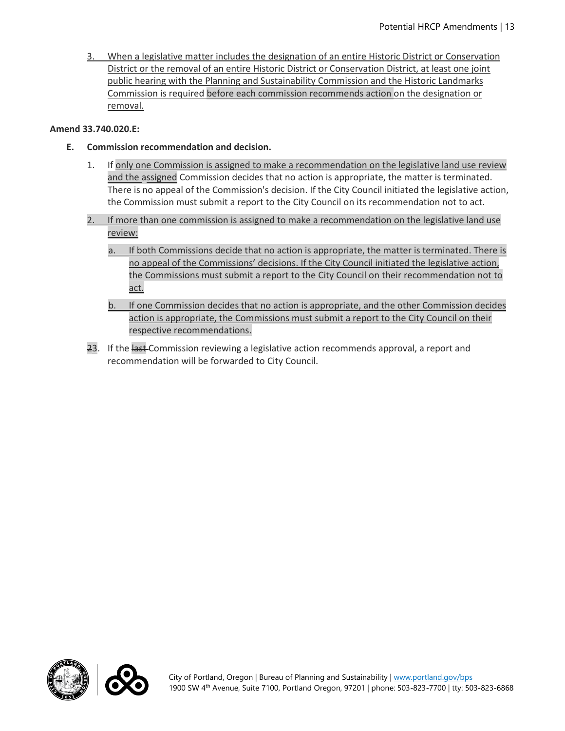3. When a legislative matter includes the designation of an entire Historic District or Conservation District or the removal of an entire Historic District or Conservation District, at least one joint public hearing with the Planning and Sustainability Commission and the Historic Landmarks Commission is required before each commission recommends action on the designation or removal.

**Amend 33.740.020.E:**

**E. Commission recommendation and decision.**

1. If only one Commission is assigned to make a recommendation on the legislative land use review and the assigned Commission decides that no action is appropriate, the matter is terminated. There is no appeal of the Commission's decision. If the City Council initiated the legislative action, the Commission must submit a report to the City Council on its recommendation not to act.

2. If more than one commission is assigned to make a recommendation on the legislative land use review:

   a. If both Commissions decide that no action is appropriate, the matter is terminated. There is no appeal of the Commissions' decisions. If the City Council initiated the legislative action, the Commissions must submit a report to the City Council on their recommendation not to act.

   b. If one Commission decides that no action is appropriate, and the other Commission decides action is appropriate, the Commissions must submit a report to the City Council on their respective recommendations.

~~2~~3. If the ~~last~~ Commission reviewing a legislative action recommends approval, a report and recommendation will be forwarded to City Council.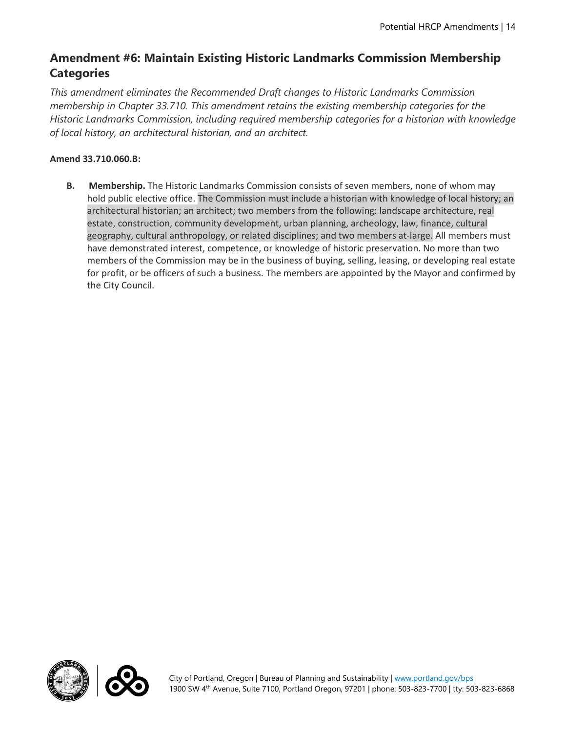## Amendment #6: Maintain Existing Historic Landmarks Commission Membership Categories

*This amendment eliminates the Recommended Draft changes to Historic Landmarks Commission membership in Chapter 33.710. This amendment retains the existing membership categories for the Historic Landmarks Commission, including required membership categories for a historian with knowledge of local history, an architectural historian, and an architect.*

**Amend 33.710.060.B:**

**B. Membership.** The Historic Landmarks Commission consists of seven members, none of whom may hold public elective office. The Commission must include a historian with knowledge of local history; an architectural historian; an architect; two members from the following: landscape architecture, real estate, construction, community development, urban planning, archeology, law, finance, cultural geography, cultural anthropology, or related disciplines; and two members at-large. All members must have demonstrated interest, competence, or knowledge of historic preservation. No more than two members of the Commission may be in the business of buying, selling, leasing, or developing real estate for profit, or be officers of such a business. The members are appointed by the Mayor and confirmed by the City Council.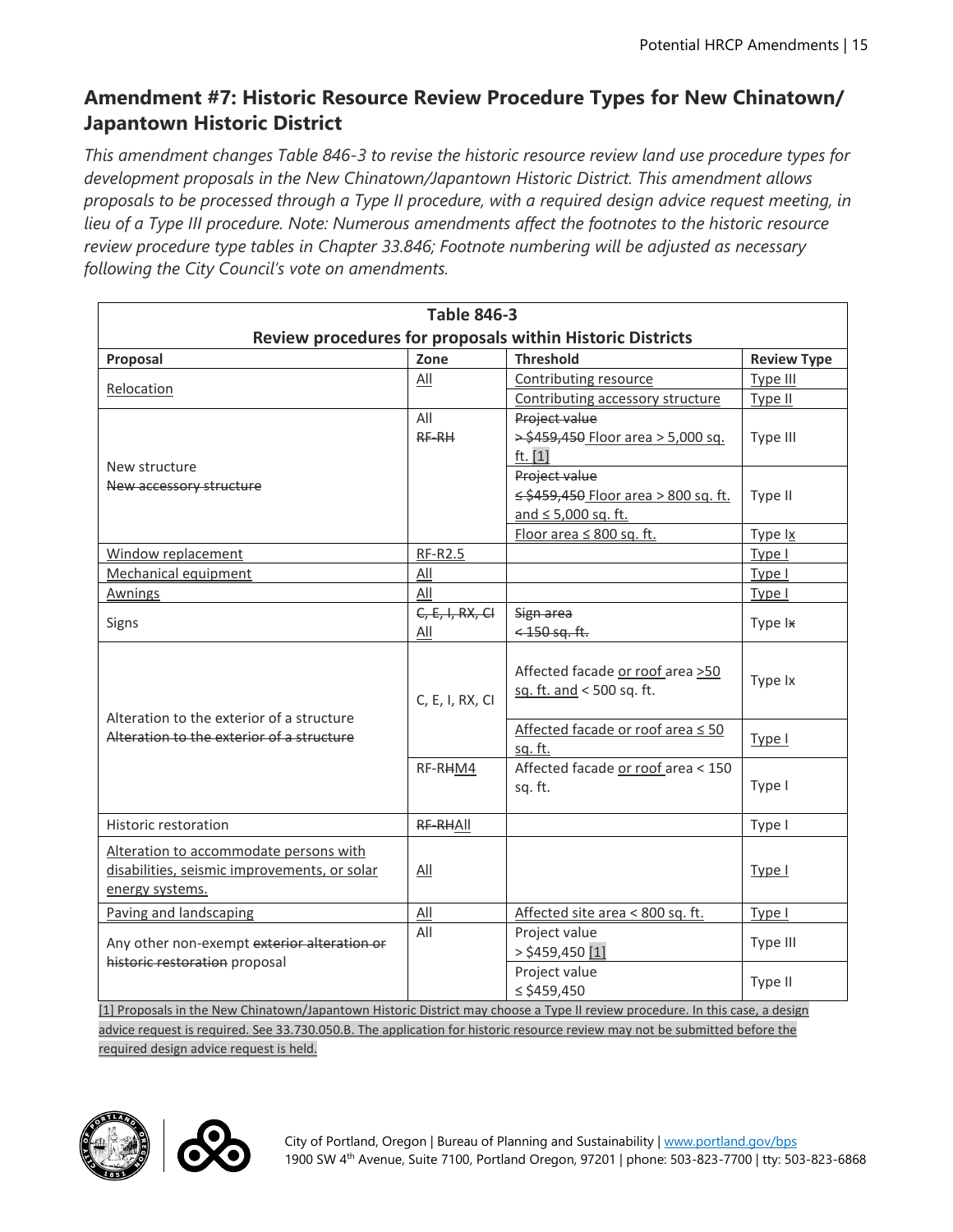## Amendment #7: Historic Resource Review Procedure Types for New Chinatown/ Japantown Historic District

*This amendment changes Table 846-3 to revise the historic resource review land use procedure types for development proposals in the New Chinatown/Japantown Historic District. This amendment allows proposals to be processed through a Type II procedure, with a required design advice request meeting, in lieu of a Type III procedure. Note: Numerous amendments affect the footnotes to the historic resource review procedure type tables in Chapter 33.846; Footnote numbering will be adjusted as necessary following the City Council's vote on amendments.*

| Table 846-3<br>Review procedures for proposals within Historic Districts | | | |
|---|---|---|---|
| **Proposal** | **Zone** | **Threshold** | **Review Type** |
| Relocation | All | Contributing resource | Type III |
| | | Contributing accessory structure | Type II |
| New structure<br>~~New accessory structure~~ | All<br>~~RF-RH~~ | ~~Project value~~<br>~~> $459,450~~ Floor area > 5,000 sq. ft. [1] | Type III |
| | | ~~Project value~~<br>~~≤ $459,450~~ Floor area > 800 sq. ft. and ≤ 5,000 sq. ft. | Type II |
| | | Floor area ≤ 800 sq. ft. | Type Ix |
| Window replacement | RF-R2.5 | | Type I |
| Mechanical equipment | All | | Type I |
| Awnings | All | | Type I |
| Signs | ~~C, E, I, RX, CI~~<br>All | ~~Sign area~~<br>~~< 150 sq. ft.~~ | Type I~~x~~ |
| Alteration to the exterior of a structure<br>~~Alteration to the exterior of a structure~~ | C, E, I, RX, CI | Affected facade or roof area >50 sq. ft. and < 500 sq. ft. | Type Ix |
| | | Affected facade or roof area ≤ 50 sq. ft. | Type I |
| | RF-R~~H~~M4 | Affected facade or roof area < 150 sq. ft. | Type I |
| Historic restoration | ~~RF-RH~~All | | Type I |
| Alteration to accommodate persons with disabilities, seismic improvements, or solar energy systems. | All | | Type I |
| Paving and landscaping | All | Affected site area < 800 sq. ft. | Type I |
| Any other non-exempt ~~exterior alteration or historic restoration~~ proposal | All | Project value<br>> $459,450 [1] | Type III |
| | | Project value<br>≤ $459,450 | Type II |

[1] Proposals in the New Chinatown/Japantown Historic District may choose a Type II review procedure. In this case, a design advice request is required. See 33.730.050.B. The application for historic resource review may not be submitted before the required design advice request is held.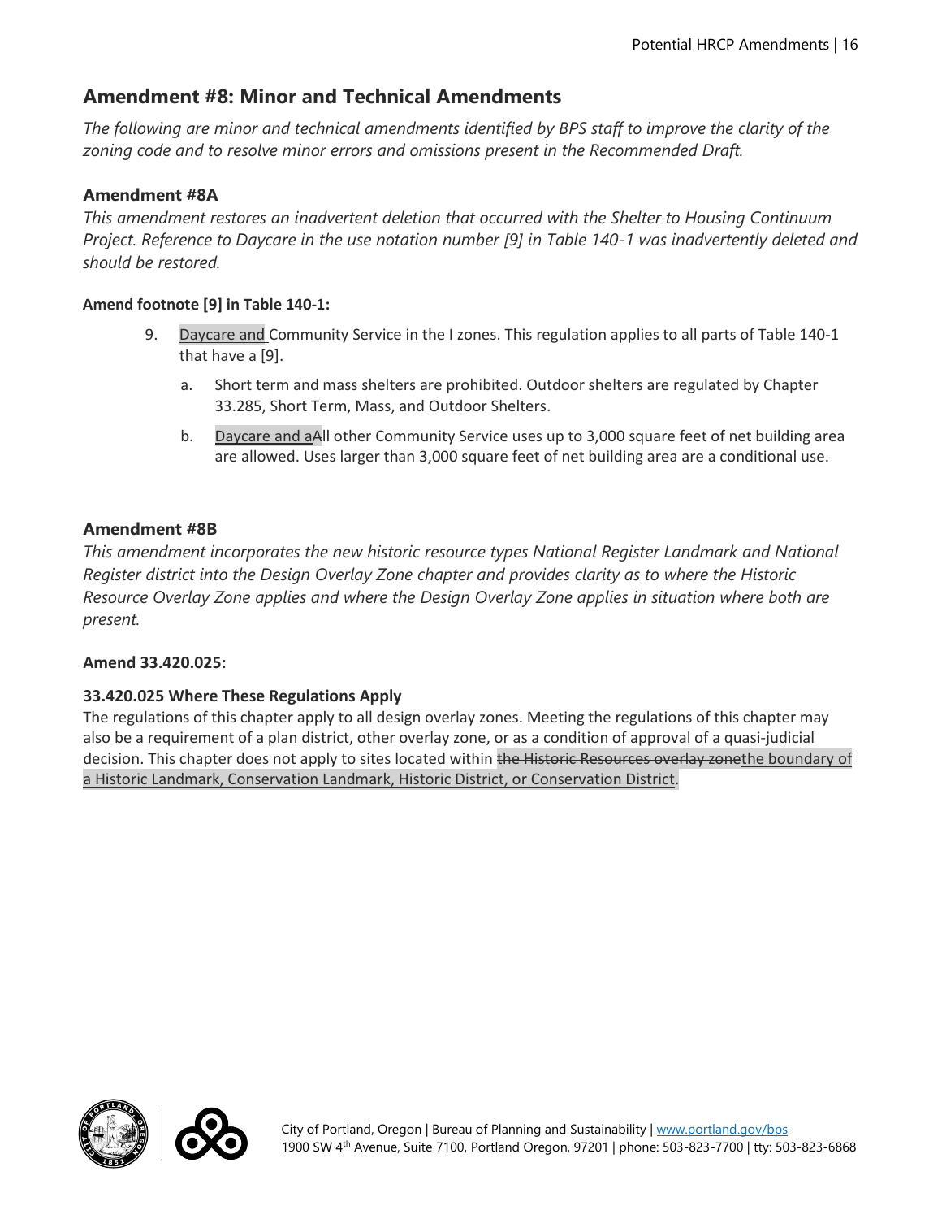## Amendment #8: Minor and Technical Amendments

*The following are minor and technical amendments identified by BPS staff to improve the clarity of the zoning code and to resolve minor errors and omissions present in the Recommended Draft.*

### Amendment #8A

*This amendment restores an inadvertent deletion that occurred with the Shelter to Housing Continuum Project. Reference to Daycare in the use notation number [9] in Table 140-1 was inadvertently deleted and should be restored.*

**Amend footnote [9] in Table 140-1:**

9. <u>Daycare and </u>Community Service in the I zones. This regulation applies to all parts of Table 140-1 that have a [9].

   a. Short term and mass shelters are prohibited. Outdoor shelters are regulated by Chapter 33.285, Short Term, Mass, and Outdoor Shelters.

   b. <u>Daycare and a</u>~~A~~ll other Community Service uses up to 3,000 square feet of net building area are allowed. Uses larger than 3,000 square feet of net building area are a conditional use.

### Amendment #8B

*This amendment incorporates the new historic resource types National Register Landmark and National Register district into the Design Overlay Zone chapter and provides clarity as to where the Historic Resource Overlay Zone applies and where the Design Overlay Zone applies in situation where both are present.*

**Amend 33.420.025:**

**33.420.025 Where These Regulations Apply**

The regulations of this chapter apply to all design overlay zones. Meeting the regulations of this chapter may also be a requirement of a plan district, other overlay zone, or as a condition of approval of a quasi-judicial decision. This chapter does not apply to sites located within ~~the Historic Resources overlay zone~~<u>the boundary of a Historic Landmark, Conservation Landmark, Historic District, or Conservation District</u>.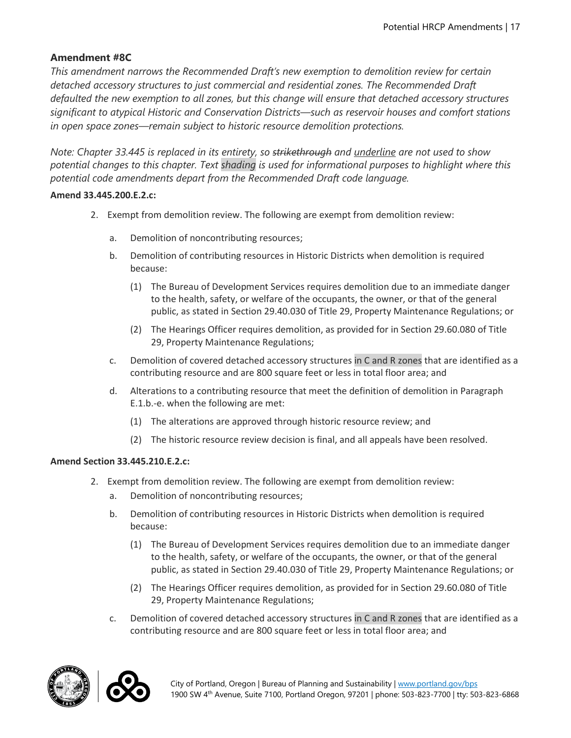### Amendment #8C

*This amendment narrows the Recommended Draft's new exemption to demolition review for certain detached accessory structures to just commercial and residential zones. The Recommended Draft defaulted the new exemption to all zones, but this change will ensure that detached accessory structures significant to atypical Historic and Conservation Districts—such as reservoir houses and comfort stations in open space zones—remain subject to historic resource demolition protections.*

*Note: Chapter 33.445 is replaced in its entirety, so ~~strikethrough~~ and <u>underline</u> are not used to show potential changes to this chapter. Text shading is used for informational purposes to highlight where this potential code amendments depart from the Recommended Draft code language.*

**Amend 33.445.200.E.2.c:**

2. Exempt from demolition review. The following are exempt from demolition review:
   a. Demolition of noncontributing resources;
   b. Demolition of contributing resources in Historic Districts when demolition is required because:
      (1) The Bureau of Development Services requires demolition due to an immediate danger to the health, safety, or welfare of the occupants, the owner, or that of the general public, as stated in Section 29.40.030 of Title 29, Property Maintenance Regulations; or
      (2) The Hearings Officer requires demolition, as provided for in Section 29.60.080 of Title 29, Property Maintenance Regulations;
   c. Demolition of covered detached accessory structures in C and R zones that are identified as a contributing resource and are 800 square feet or less in total floor area; and
   d. Alterations to a contributing resource that meet the definition of demolition in Paragraph E.1.b.-e. when the following are met:
      (1) The alterations are approved through historic resource review; and
      (2) The historic resource review decision is final, and all appeals have been resolved.

**Amend Section 33.445.210.E.2.c:**

2. Exempt from demolition review. The following are exempt from demolition review:
   a. Demolition of noncontributing resources;
   b. Demolition of contributing resources in Historic Districts when demolition is required because:
      (1) The Bureau of Development Services requires demolition due to an immediate danger to the health, safety, or welfare of the occupants, the owner, or that of the general public, as stated in Section 29.40.030 of Title 29, Property Maintenance Regulations; or
      (2) The Hearings Officer requires demolition, as provided for in Section 29.60.080 of Title 29, Property Maintenance Regulations;
   c. Demolition of covered detached accessory structures in C and R zones that are identified as a contributing resource and are 800 square feet or less in total floor area; and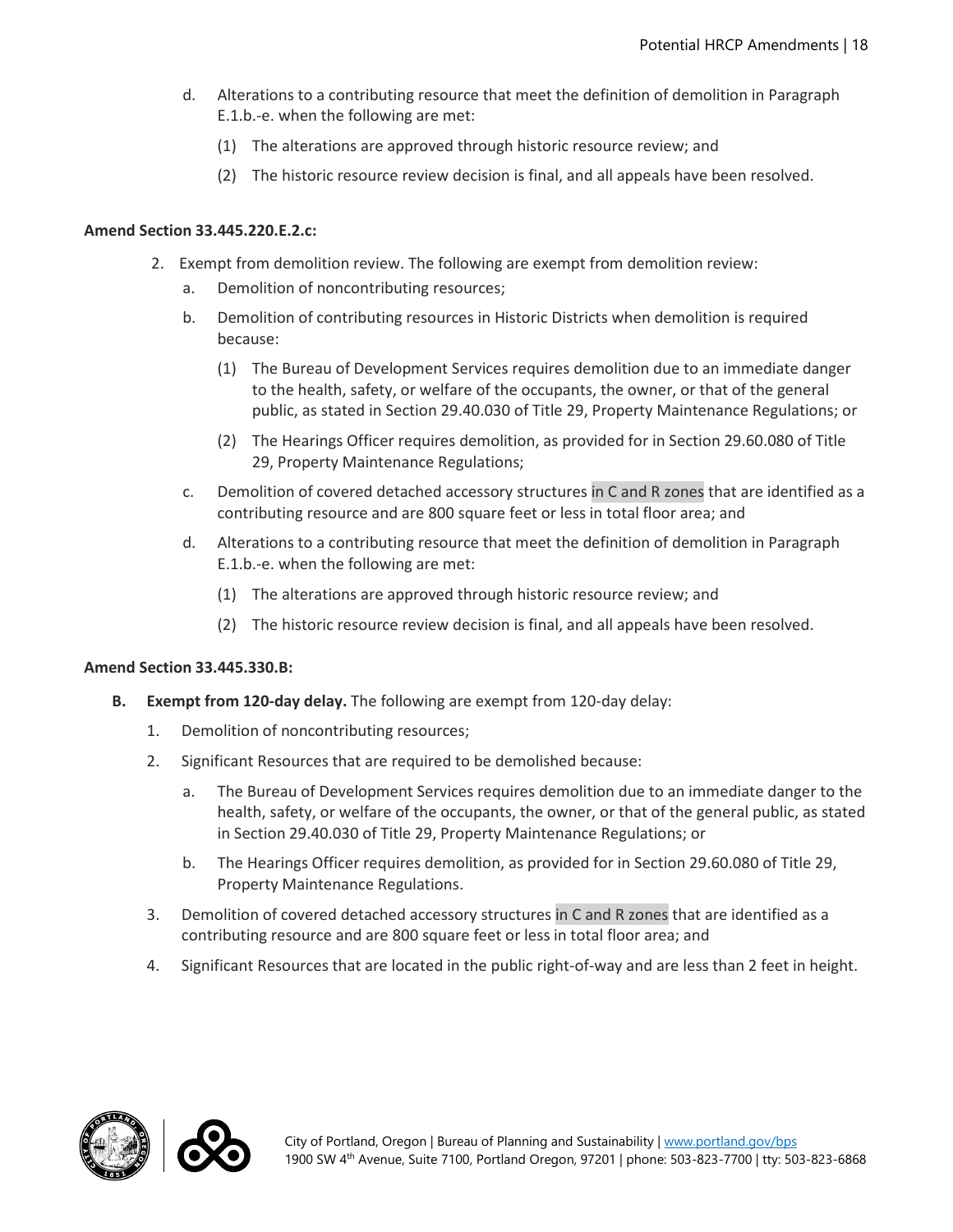d. Alterations to a contributing resource that meet the definition of demolition in Paragraph E.1.b.-e. when the following are met:

   (1) The alterations are approved through historic resource review; and

   (2) The historic resource review decision is final, and all appeals have been resolved.

**Amend Section 33.445.220.E.2.c:**

2. Exempt from demolition review. The following are exempt from demolition review:

   a. Demolition of noncontributing resources;

   b. Demolition of contributing resources in Historic Districts when demolition is required because:

      (1) The Bureau of Development Services requires demolition due to an immediate danger to the health, safety, or welfare of the occupants, the owner, or that of the general public, as stated in Section 29.40.030 of Title 29, Property Maintenance Regulations; or

      (2) The Hearings Officer requires demolition, as provided for in Section 29.60.080 of Title 29, Property Maintenance Regulations;

   c. Demolition of covered detached accessory structures in C and R zones that are identified as a contributing resource and are 800 square feet or less in total floor area; and

   d. Alterations to a contributing resource that meet the definition of demolition in Paragraph E.1.b.-e. when the following are met:

      (1) The alterations are approved through historic resource review; and

      (2) The historic resource review decision is final, and all appeals have been resolved.

**Amend Section 33.445.330.B:**

**B. Exempt from 120-day delay.** The following are exempt from 120-day delay:

1. Demolition of noncontributing resources;

2. Significant Resources that are required to be demolished because:

   a. The Bureau of Development Services requires demolition due to an immediate danger to the health, safety, or welfare of the occupants, the owner, or that of the general public, as stated in Section 29.40.030 of Title 29, Property Maintenance Regulations; or

   b. The Hearings Officer requires demolition, as provided for in Section 29.60.080 of Title 29, Property Maintenance Regulations.

3. Demolition of covered detached accessory structures in C and R zones that are identified as a contributing resource and are 800 square feet or less in total floor area; and

4. Significant Resources that are located in the public right-of-way and are less than 2 feet in height.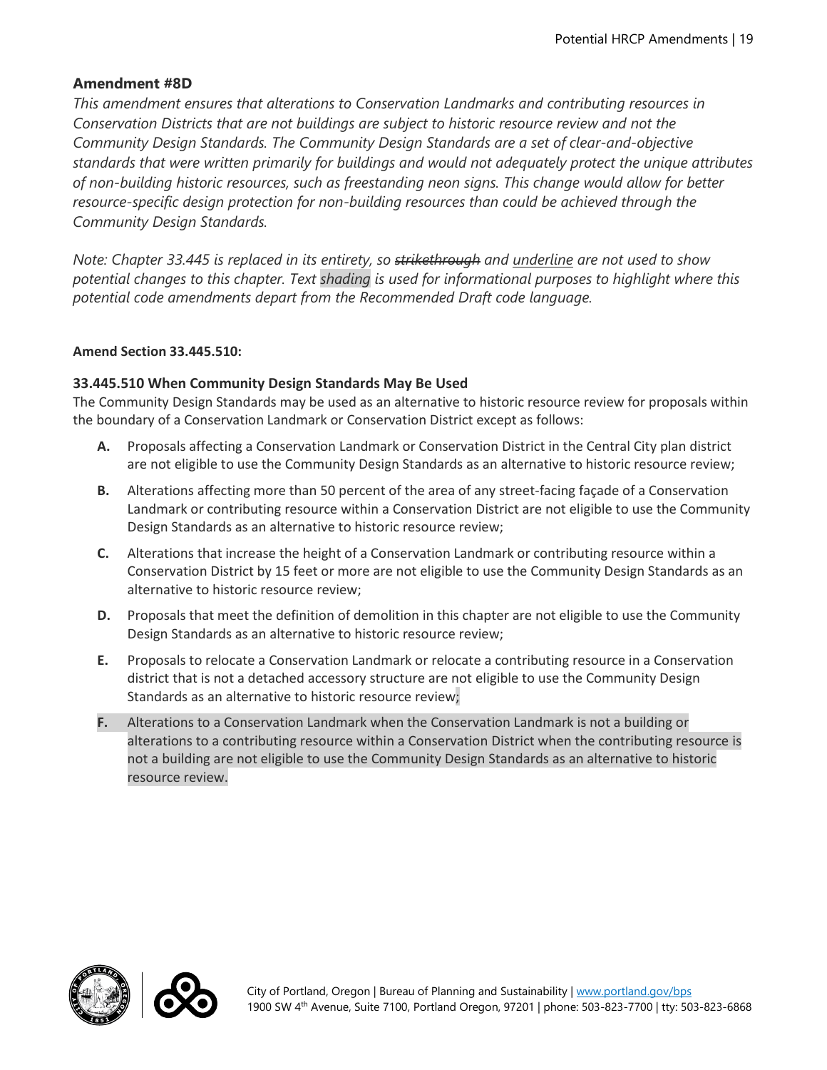### Amendment #8D

*This amendment ensures that alterations to Conservation Landmarks and contributing resources in Conservation Districts that are not buildings are subject to historic resource review and not the Community Design Standards. The Community Design Standards are a set of clear-and-objective standards that were written primarily for buildings and would not adequately protect the unique attributes of non-building historic resources, such as freestanding neon signs. This change would allow for better resource-specific design protection for non-building resources than could be achieved through the Community Design Standards.*

*Note: Chapter 33.445 is replaced in its entirety, so ~~strikethrough~~ and <u>underline</u> are not used to show potential changes to this chapter. Text shading is used for informational purposes to highlight where this potential code amendments depart from the Recommended Draft code language.*

**Amend Section 33.445.510:**

**33.445.510 When Community Design Standards May Be Used**

The Community Design Standards may be used as an alternative to historic resource review for proposals within the boundary of a Conservation Landmark or Conservation District except as follows:

- **A.** Proposals affecting a Conservation Landmark or Conservation District in the Central City plan district are not eligible to use the Community Design Standards as an alternative to historic resource review;
- **B.** Alterations affecting more than 50 percent of the area of any street-facing façade of a Conservation Landmark or contributing resource within a Conservation District are not eligible to use the Community Design Standards as an alternative to historic resource review;
- **C.** Alterations that increase the height of a Conservation Landmark or contributing resource within a Conservation District by 15 feet or more are not eligible to use the Community Design Standards as an alternative to historic resource review;
- **D.** Proposals that meet the definition of demolition in this chapter are not eligible to use the Community Design Standards as an alternative to historic resource review;
- **E.** Proposals to relocate a Conservation Landmark or relocate a contributing resource in a Conservation district that is not a detached accessory structure are not eligible to use the Community Design Standards as an alternative to historic resource review;
- **F.** Alterations to a Conservation Landmark when the Conservation Landmark is not a building or alterations to a contributing resource within a Conservation District when the contributing resource is not a building are not eligible to use the Community Design Standards as an alternative to historic resource review.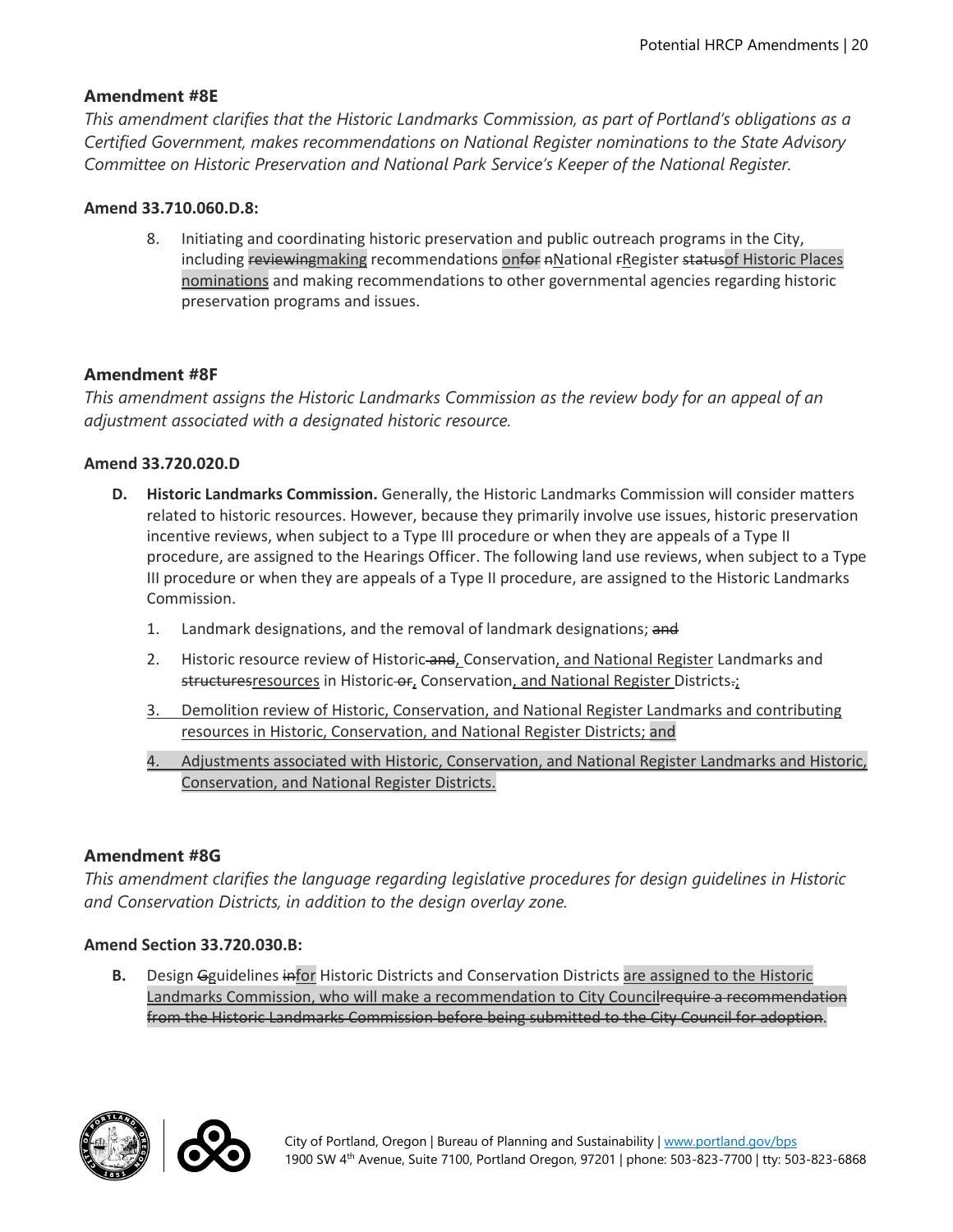**Amendment #8E**

*This amendment clarifies that the Historic Landmarks Commission, as part of Portland's obligations as a Certified Government, makes recommendations on National Register nominations to the State Advisory Committee on Historic Preservation and National Park Service's Keeper of the National Register.*

**Amend 33.710.060.D.8:**

8. Initiating and coordinating historic preservation and public outreach programs in the City, including ~~reviewing~~making recommendations on~~for~~ ~~n~~National ~~r~~Register ~~status~~of Historic Places nominations and making recommendations to other governmental agencies regarding historic preservation programs and issues.

**Amendment #8F**

*This amendment assigns the Historic Landmarks Commission as the review body for an appeal of an adjustment associated with a designated historic resource.*

**Amend 33.720.020.D**

**D. Historic Landmarks Commission.** Generally, the Historic Landmarks Commission will consider matters related to historic resources. However, because they primarily involve use issues, historic preservation incentive reviews, when subject to a Type III procedure or when they are appeals of a Type II procedure, are assigned to the Hearings Officer. The following land use reviews, when subject to a Type III procedure or when they are appeals of a Type II procedure, are assigned to the Historic Landmarks Commission.

1. Landmark designations, and the removal of landmark designations; ~~and~~
2. Historic resource review of Historic~~ and~~, Conservation, and National Register Landmarks and ~~structures~~resources in Historic~~ or~~, Conservation, and National Register Districts~~.~~;
3. Demolition review of Historic, Conservation, and National Register Landmarks and contributing resources in Historic, Conservation, and National Register Districts; and
4. Adjustments associated with Historic, Conservation, and National Register Landmarks and Historic, Conservation, and National Register Districts.

**Amendment #8G**

*This amendment clarifies the language regarding legislative procedures for design guidelines in Historic and Conservation Districts, in addition to the design overlay zone.*

**Amend Section 33.720.030.B:**

**B.** Design ~~G~~guidelines ~~in~~for Historic Districts and Conservation Districts are assigned to the Historic Landmarks Commission, who will make a recommendation to City Council~~require a recommendation from the Historic Landmarks Commission before being submitted to the City Council for adoption~~.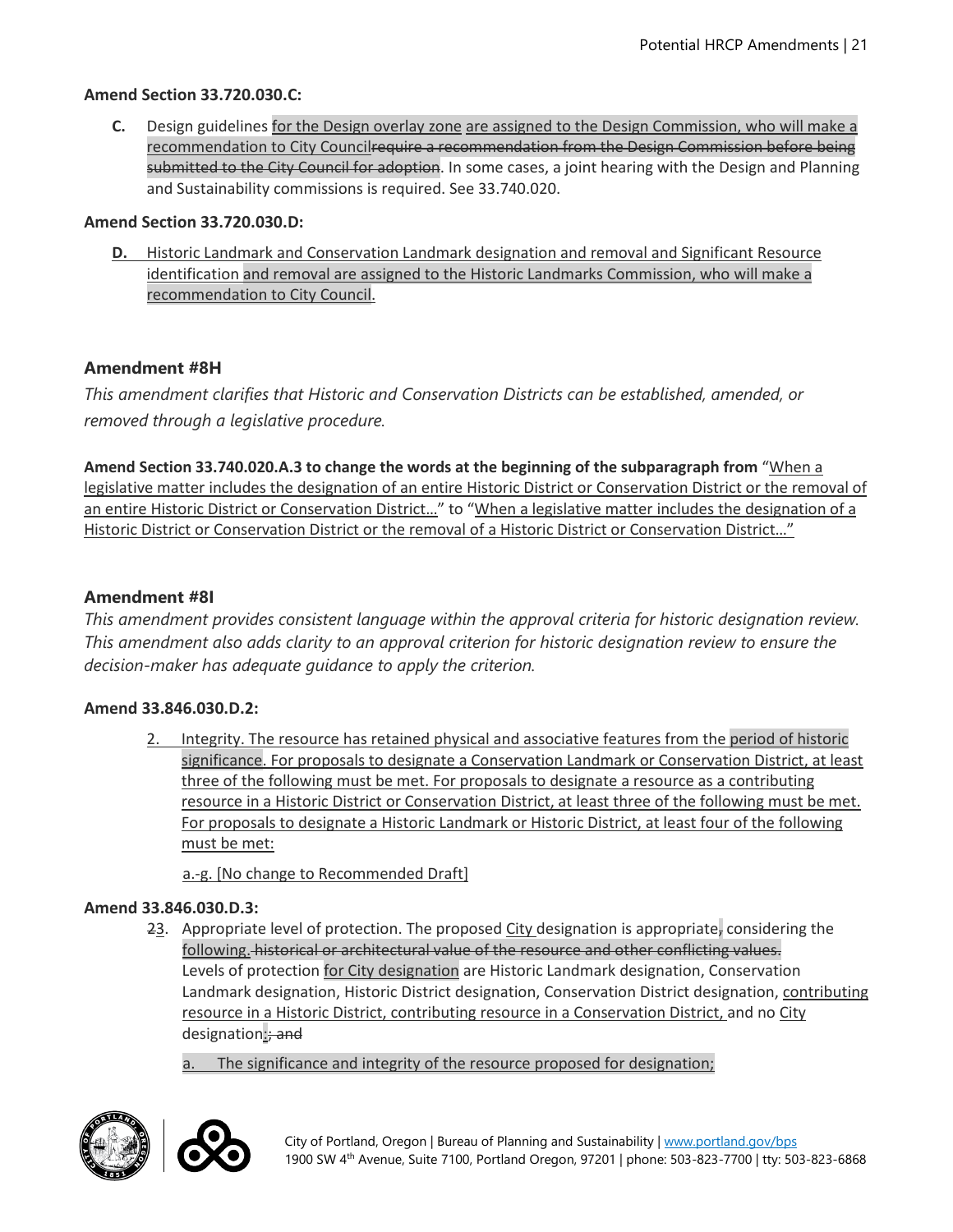**Amend Section 33.720.030.C:**

**C.** Design guidelines <u>for the Design overlay zone</u> <u>are assigned to the Design Commission, who will make a recommendation to City Council</u>~~require a recommendation from the Design Commission before being submitted to the City Council for adoption~~. In some cases, a joint hearing with the Design and Planning and Sustainability commissions is required. See 33.740.020.

**Amend Section 33.720.030.D:**

**D.** <u>Historic Landmark and Conservation Landmark designation and removal and Significant Resource identification and removal are assigned to the Historic Landmarks Commission, who will make a recommendation to City Council</u>.

### Amendment #8H

*This amendment clarifies that Historic and Conservation Districts can be established, amended, or removed through a legislative procedure.*

**Amend Section 33.740.020.A.3 to change the words at the beginning of the subparagraph from** "<u>When a legislative matter includes the designation of an entire Historic District or Conservation District or the removal of an entire Historic District or Conservation District…</u>" to "<u>When a legislative matter includes the designation of a Historic District or Conservation District or the removal of a Historic District or Conservation District…</u>"

### Amendment #8I

*This amendment provides consistent language within the approval criteria for historic designation review. This amendment also adds clarity to an approval criterion for historic designation review to ensure the decision-maker has adequate guidance to apply the criterion.*

**Amend 33.846.030.D.2:**

<u>2. Integrity. The resource has retained physical and associative features from the period of historic significance. For proposals to designate a Conservation Landmark or Conservation District, at least three of the following must be met. For proposals to designate a resource as a contributing resource in a Historic District or Conservation District, at least three of the following must be met. For proposals to designate a Historic Landmark or Historic District, at least four of the following must be met:</u>

<u>a.-g. [No change to Recommended Draft]</u>

**Amend 33.846.030.D.3:**

~~2~~<u>3</u>. Appropriate level of protection. The proposed <u>City</u> designation is appropriate~~,~~ considering the <u>following.</u> ~~historical or architectural value of the resource and other conflicting values.~~ Levels of protection <u>for City designation</u> are Historic Landmark designation, Conservation Landmark designation, Historic District designation, Conservation District designation, <u>contributing resource in a Historic District, contributing resource in a Conservation District,</u> and no <u>City</u> designation<u>:</u>~~; and~~

<u>a. The significance and integrity of the resource proposed for designation;</u>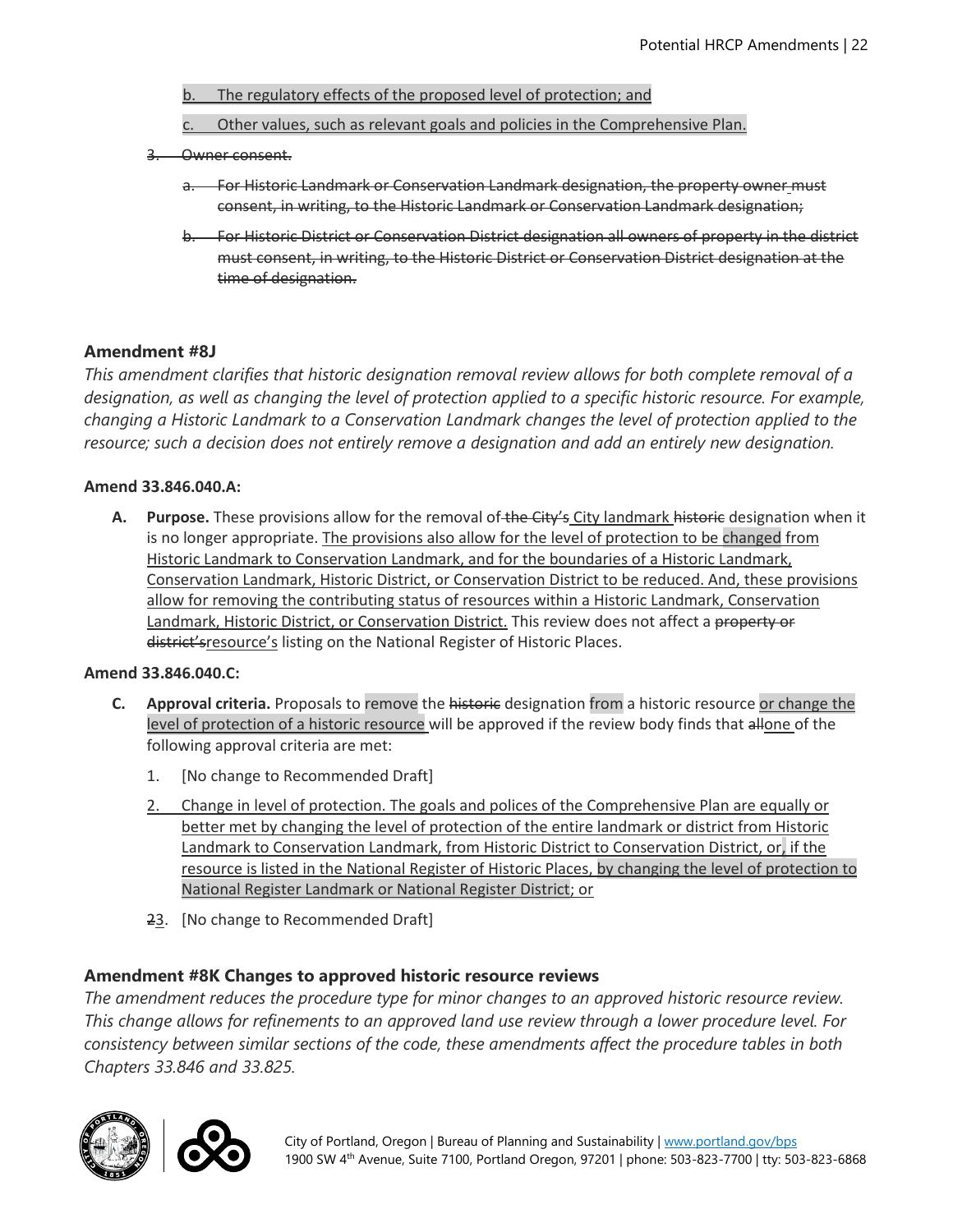b. The regulatory effects of the proposed level of protection; and

c. Other values, such as relevant goals and policies in the Comprehensive Plan.

~~3. Owner consent.~~

~~a. For Historic Landmark or Conservation Landmark designation, the property owner must consent, in writing, to the Historic Landmark or Conservation Landmark designation;~~

~~b. For Historic District or Conservation District designation all owners of property in the district must consent, in writing, to the Historic District or Conservation District designation at the time of designation.~~

### Amendment #8J

*This amendment clarifies that historic designation removal review allows for both complete removal of a designation, as well as changing the level of protection applied to a specific historic resource. For example, changing a Historic Landmark to a Conservation Landmark changes the level of protection applied to the resource; such a decision does not entirely remove a designation and add an entirely new designation.*

**Amend 33.846.040.A:**

**A. Purpose.** These provisions allow for the removal of ~~the City's~~ City landmark ~~historic~~ designation when it is no longer appropriate. The provisions also allow for the level of protection to be changed from Historic Landmark to Conservation Landmark, and for the boundaries of a Historic Landmark, Conservation Landmark, Historic District, or Conservation District to be reduced. And, these provisions allow for removing the contributing status of resources within a Historic Landmark, Conservation Landmark, Historic District, or Conservation District. This review does not affect a ~~property or district's~~resource's listing on the National Register of Historic Places.

**Amend 33.846.040.C:**

**C. Approval criteria.** Proposals to remove the ~~historic~~ designation from a historic resource or change the level of protection of a historic resource will be approved if the review body finds that ~~all~~one of the following approval criteria are met:

1. [No change to Recommended Draft]

2. Change in level of protection. The goals and polices of the Comprehensive Plan are equally or better met by changing the level of protection of the entire landmark or district from Historic Landmark to Conservation Landmark, from Historic District to Conservation District, or, if the resource is listed in the National Register of Historic Places, by changing the level of protection to National Register Landmark or National Register District; or

~~2~~3. [No change to Recommended Draft]

### Amendment #8K Changes to approved historic resource reviews

*The amendment reduces the procedure type for minor changes to an approved historic resource review. This change allows for refinements to an approved land use review through a lower procedure level. For consistency between similar sections of the code, these amendments affect the procedure tables in both Chapters 33.846 and 33.825.*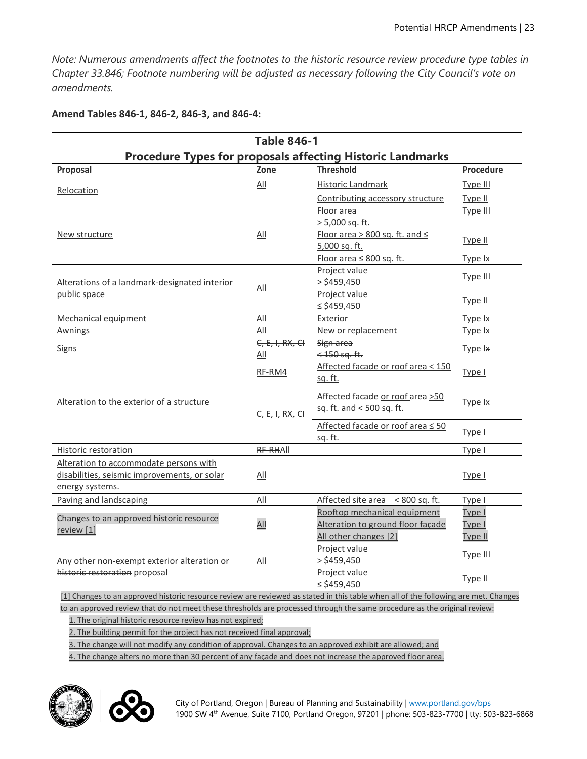*Note: Numerous amendments affect the footnotes to the historic resource review procedure type tables in Chapter 33.846; Footnote numbering will be adjusted as necessary following the City Council's vote on amendments.*

**Amend Tables 846-1, 846-2, 846-3, and 846-4:**

| Table 846-1 Procedure Types for proposals affecting Historic Landmarks | | | |
|---|---|---|---|
| **Proposal** | **Zone** | **Threshold** | **Procedure** |
| Relocation | All | Historic Landmark | Type III |
| | | Contributing accessory structure | Type II |
| New structure | All | Floor area > 5,000 sq. ft. | Type III |
| | | Floor area > 800 sq. ft. and ≤ 5,000 sq. ft. | Type II |
| | | Floor area ≤ 800 sq. ft. | Type Ix |
| Alterations of a landmark-designated interior public space | All | Project value > $459,450 | Type III |
| | | Project value ≤ $459,450 | Type II |
| Mechanical equipment | All | ~~Exterior~~ | Type I~~x~~ |
| Awnings | All | ~~New or replacement~~ | Type I~~x~~ |
| Signs | ~~C, E, I, RX, CI~~ All | ~~Sign area < 150 sq. ft.~~ | Type I~~x~~ |
| Alteration to the exterior of a structure | RF-RM4 | Affected facade or roof area < 150 sq. ft. | Type I |
| | C, E, I, RX, CI | Affected facade or roof area >50 sq. ft. and < 500 sq. ft. | Type Ix |
| | | Affected facade or roof area ≤ 50 sq. ft. | Type I |
| Historic restoration | ~~RF-RH~~All | | Type I |
| Alteration to accommodate persons with disabilities, seismic improvements, or solar energy systems. | All | | Type I |
| Paving and landscaping | All | Affected site area < 800 sq. ft. | Type I |
| Changes to an approved historic resource review [1] | All | Rooftop mechanical equipment | Type I |
| | | Alteration to ground floor façade | Type I |
| | | All other changes [2] | Type II |
| Any other non-exempt ~~exterior alteration or historic restoration~~ proposal | All | Project value > $459,450 | Type III |
| | | Project value ≤ $459,450 | Type II |

[1] Changes to an approved historic resource review are reviewed as stated in this table when all of the following are met. Changes to an approved review that do not meet these thresholds are processed through the same procedure as the original review:

1. The original historic resource review has not expired;
2. The building permit for the project has not received final approval;
3. The change will not modify any condition of approval. Changes to an approved exhibit are allowed; and
4. The change alters no more than 30 percent of any façade and does not increase the approved floor area.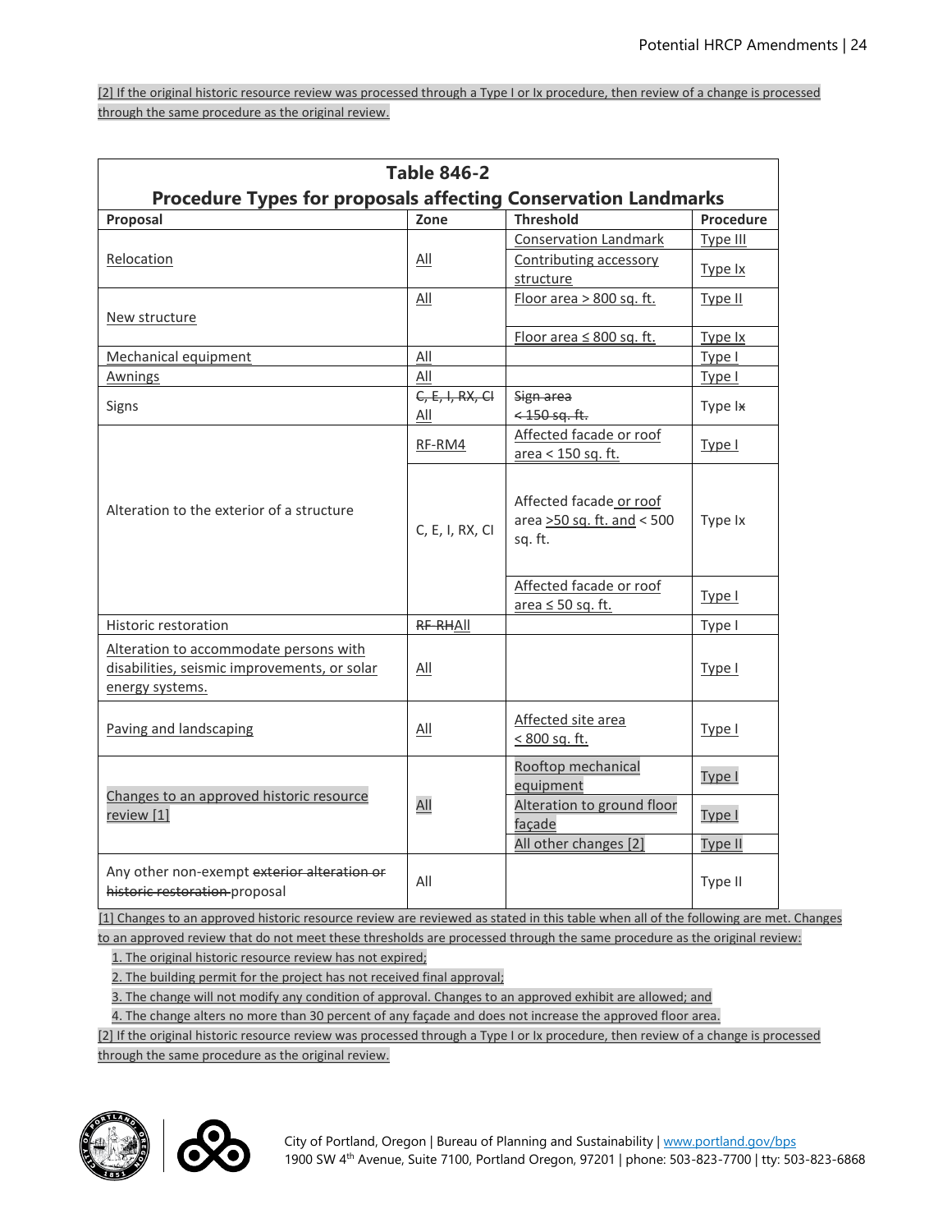[2] If the original historic resource review was processed through a Type I or Ix procedure, then review of a change is processed through the same procedure as the original review.

| Table 846-2<br>Procedure Types for proposals affecting Conservation Landmarks | | | |
|---|---|---|---|
| **Proposal** | **Zone** | **Threshold** | **Procedure** |
| Relocation | All | Conservation Landmark | Type III |
| | | Contributing accessory structure | Type Ix |
| New structure | All | Floor area > 800 sq. ft. | Type II |
| | | Floor area ≤ 800 sq. ft. | Type Ix |
| Mechanical equipment | All | | Type I |
| Awnings | All | | Type I |
| Signs | ~~C, E, I, RX, CI~~ All | ~~Sign area < 150 sq. ft.~~ | Type I~~x~~ |
| Alteration to the exterior of a structure | RF-RM4 | Affected facade or roof area < 150 sq. ft. | Type I |
| | C, E, I, RX, CI | Affected facade or roof area >50 sq. ft. and < 500 sq. ft. | Type Ix |
| | | Affected facade or roof area ≤ 50 sq. ft. | Type I |
| Historic restoration | ~~RF-RH~~All | | Type I |
| Alteration to accommodate persons with disabilities, seismic improvements, or solar energy systems. | All | | Type I |
| Paving and landscaping | All | Affected site area < 800 sq. ft. | Type I |
| Changes to an approved historic resource review [1] | All | Rooftop mechanical equipment | Type I |
| | | Alteration to ground floor façade | Type I |
| | | All other changes [2] | Type II |
| Any other non-exempt ~~exterior alteration or historic restoration~~ proposal | All | | Type II |

[1] Changes to an approved historic resource review are reviewed as stated in this table when all of the following are met. Changes to an approved review that do not meet these thresholds are processed through the same procedure as the original review:

1. The original historic resource review has not expired;
2. The building permit for the project has not received final approval;
3. The change will not modify any condition of approval. Changes to an approved exhibit are allowed; and
4. The change alters no more than 30 percent of any façade and does not increase the approved floor area.

[2] If the original historic resource review was processed through a Type I or Ix procedure, then review of a change is processed through the same procedure as the original review.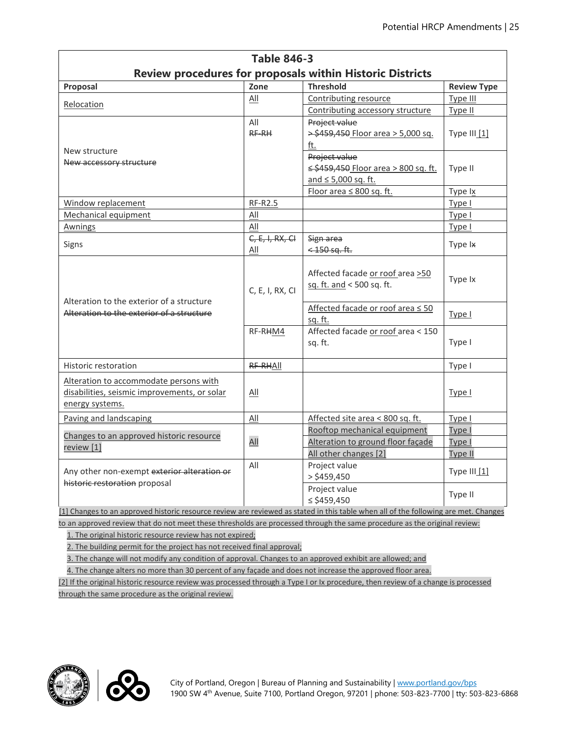**Table 846-3**
**Review procedures for proposals within Historic Districts**

| Proposal | Zone | Threshold | Review Type |
|---|---|---|---|
| Relocation | All | Contributing resource | Type III |
| | | Contributing accessory structure | Type II |
| New structure<br>~~New accessory structure~~ | All<br>~~RF-RH~~ | ~~Project value > $459,450~~ Floor area > 5,000 sq. ft. | Type III [1] |
| | | ~~Project value ≤ $459,450~~ Floor area > 800 sq. ft. and ≤ 5,000 sq. ft. | Type II |
| | | Floor area ≤ 800 sq. ft. | Type Ix |
| Window replacement | RF-R2.5 | | Type I |
| Mechanical equipment | All | | Type I |
| Awnings | All | | Type I |
| Signs | ~~C, E, I, RX, CI~~<br>All | ~~Sign area < 150 sq. ft.~~ | Type I~~x~~ |
| Alteration to the exterior of a structure<br>~~Alteration to the exterior of a structure~~ | C, E, I, RX, CI | Affected facade or roof area >50 sq. ft. and < 500 sq. ft. | Type Ix |
| | | Affected facade or roof area ≤ 50 sq. ft. | Type I |
| | RF-R~~H~~M4 | Affected facade or roof area < 150 sq. ft. | Type I |
| Historic restoration | ~~RF-RH~~All | | Type I |
| Alteration to accommodate persons with disabilities, seismic improvements, or solar energy systems. | All | | Type I |
| Paving and landscaping | All | Affected site area < 800 sq. ft. | Type I |
| Changes to an approved historic resource review [1] | All | Rooftop mechanical equipment | Type I |
| | | Alteration to ground floor façade | Type I |
| | | All other changes [2] | Type II |
| Any other non-exempt ~~exterior alteration or historic restoration~~ proposal | All | Project value > $459,450 | Type III [1] |
| | | Project value ≤ $459,450 | Type II |

[1] Changes to an approved historic resource review are reviewed as stated in this table when all of the following are met. Changes to an approved review that do not meet these thresholds are processed through the same procedure as the original review:

1. The original historic resource review has not expired;
2. The building permit for the project has not received final approval;
3. The change will not modify any condition of approval. Changes to an approved exhibit are allowed; and
4. The change alters no more than 30 percent of any façade and does not increase the approved floor area.

[2] If the original historic resource review was processed through a Type I or Ix procedure, then review of a change is processed through the same procedure as the original review.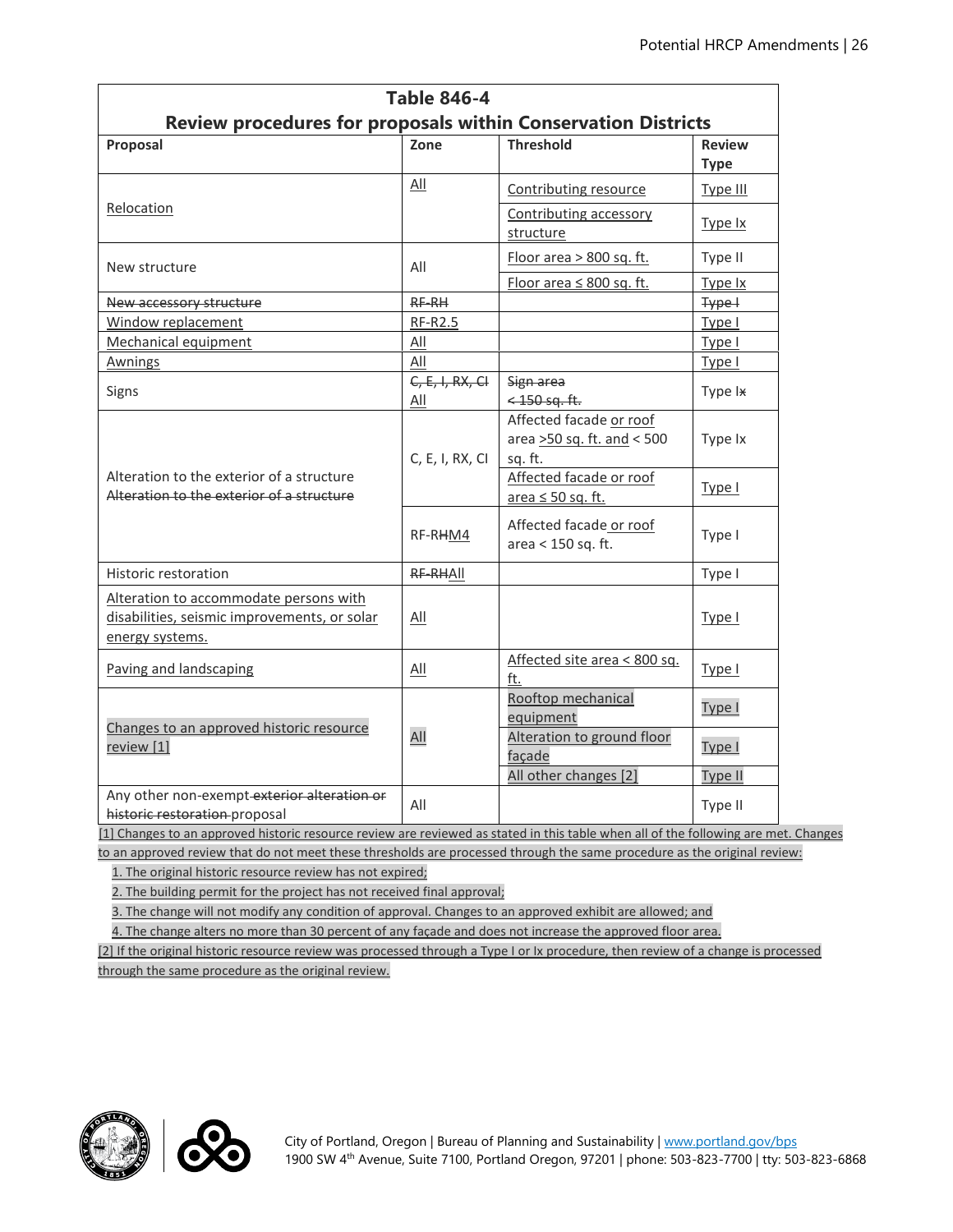| Table 846-4<br>Review procedures for proposals within Conservation Districts | | | |
|---|---|---|---|
| **Proposal** | **Zone** | **Threshold** | **Review Type** |
| Relocation | All | Contributing resource | Type III |
| | | Contributing accessory structure | Type Ix |
| New structure | All | Floor area > 800 sq. ft. | Type II |
| | | Floor area ≤ 800 sq. ft. | Type Ix |
| ~~New accessory structure~~ | ~~RF-RH~~ | | ~~Type I~~ |
| Window replacement | RF-R2.5 | | Type I |
| Mechanical equipment | All | | Type I |
| Awnings | All | | Type I |
| Signs | ~~C, E, I, RX, CI~~ All | ~~Sign area < 150 sq. ft.~~ | Type I~~x~~ |
| Alteration to the exterior of a structure ~~Alteration to the exterior of a structure~~ | C, E, I, RX, CI | Affected facade or roof area >50 sq. ft. and < 500 sq. ft. | Type Ix |
| | | Affected facade or roof area ≤ 50 sq. ft. | Type I |
| | RF-R~~H~~M4 | Affected facade or roof area < 150 sq. ft. | Type I |
| Historic restoration | ~~RF-RH~~All | | Type I |
| Alteration to accommodate persons with disabilities, seismic improvements, or solar energy systems. | All | | Type I |
| Paving and landscaping | All | Affected site area < 800 sq. ft. | Type I |
| Changes to an approved historic resource review [1] | All | Rooftop mechanical equipment | Type I |
| | | Alteration to ground floor façade | Type I |
| | | All other changes [2] | Type II |
| Any other non-exempt ~~exterior alteration or historic restoration~~ proposal | All | | Type II |

[1] Changes to an approved historic resource review are reviewed as stated in this table when all of the following are met. Changes to an approved review that do not meet these thresholds are processed through the same procedure as the original review:

1. The original historic resource review has not expired;
2. The building permit for the project has not received final approval;
3. The change will not modify any condition of approval. Changes to an approved exhibit are allowed; and
4. The change alters no more than 30 percent of any façade and does not increase the approved floor area.

[2] If the original historic resource review was processed through a Type I or Ix procedure, then review of a change is processed through the same procedure as the original review.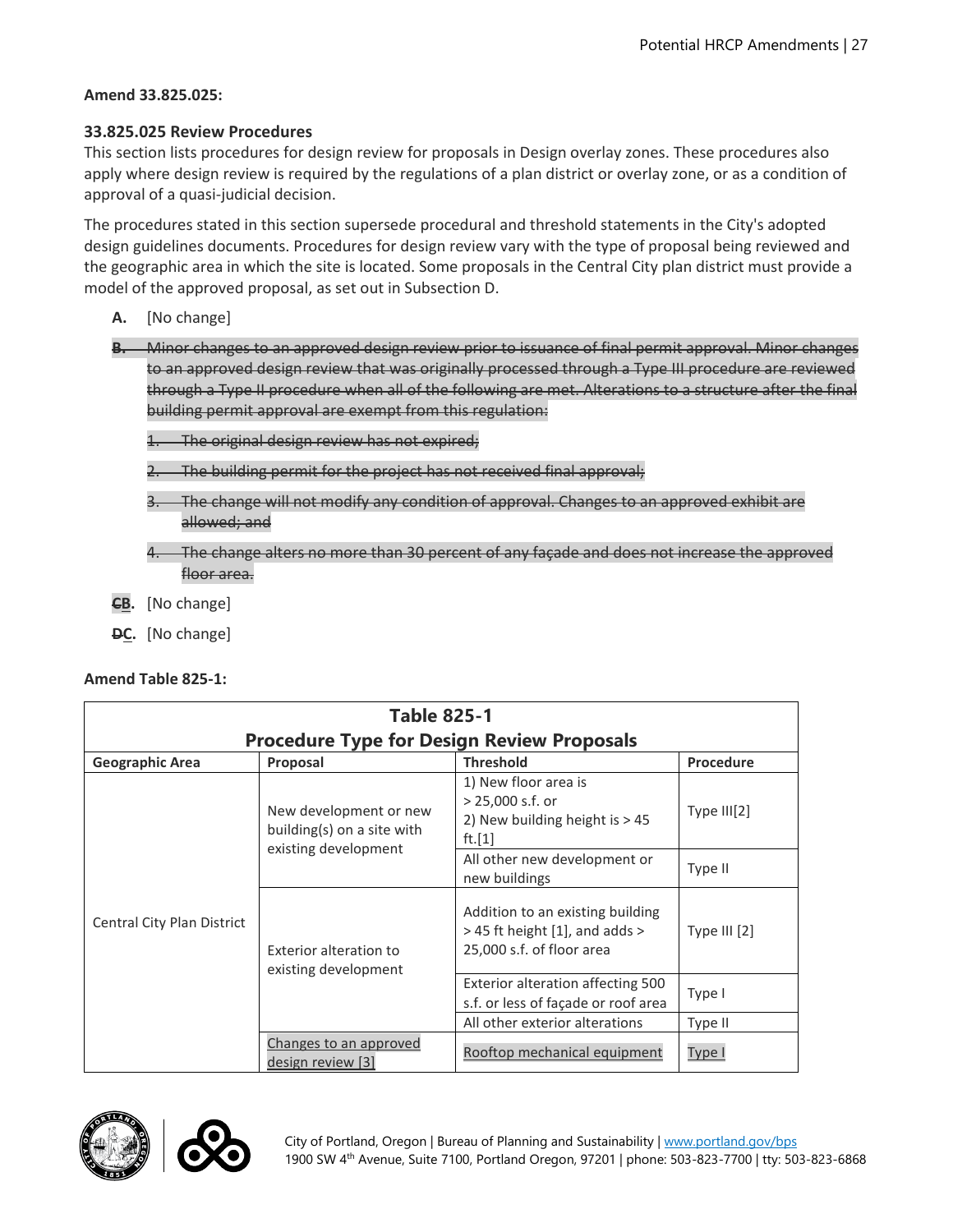**Amend 33.825.025:**

**33.825.025 Review Procedures**

This section lists procedures for design review for proposals in Design overlay zones. These procedures also apply where design review is required by the regulations of a plan district or overlay zone, or as a condition of approval of a quasi-judicial decision.

The procedures stated in this section supersede procedural and threshold statements in the City's adopted design guidelines documents. Procedures for design review vary with the type of proposal being reviewed and the geographic area in which the site is located. Some proposals in the Central City plan district must provide a model of the approved proposal, as set out in Subsection D.

**A.** [No change]

~~**B.** Minor changes to an approved design review prior to issuance of final permit approval. Minor changes to an approved design review that was originally processed through a Type III procedure are reviewed through a Type II procedure when all of the following are met. Alterations to a structure after the final building permit approval are exempt from this regulation:~~

~~1. The original design review has not expired;~~

~~2. The building permit for the project has not received final approval;~~

~~3. The change will not modify any condition of approval. Changes to an approved exhibit are allowed; and~~

~~4. The change alters no more than 30 percent of any façade and does not increase the approved floor area.~~

**~~C~~B.** [No change]

**~~D~~C.** [No change]

**Amend Table 825-1:**

| Table 825-1 Procedure Type for Design Review Proposals | | | |
|---|---|---|---|
| **Geographic Area** | **Proposal** | **Threshold** | **Procedure** |
| Central City Plan District | New development or new building(s) on a site with existing development | 1) New floor area is > 25,000 s.f. or 2) New building height is > 45 ft.[1] | Type III[2] |
| | | All other new development or new buildings | Type II |
| | Exterior alteration to existing development | Addition to an existing building > 45 ft height [1], and adds > 25,000 s.f. of floor area | Type III [2] |
| | | Exterior alteration affecting 500 s.f. or less of façade or roof area | Type I |
| | | All other exterior alterations | Type II |
| | <u>Changes to an approved design review [3]</u> | <u>Rooftop mechanical equipment</u> | <u>Type I</u> |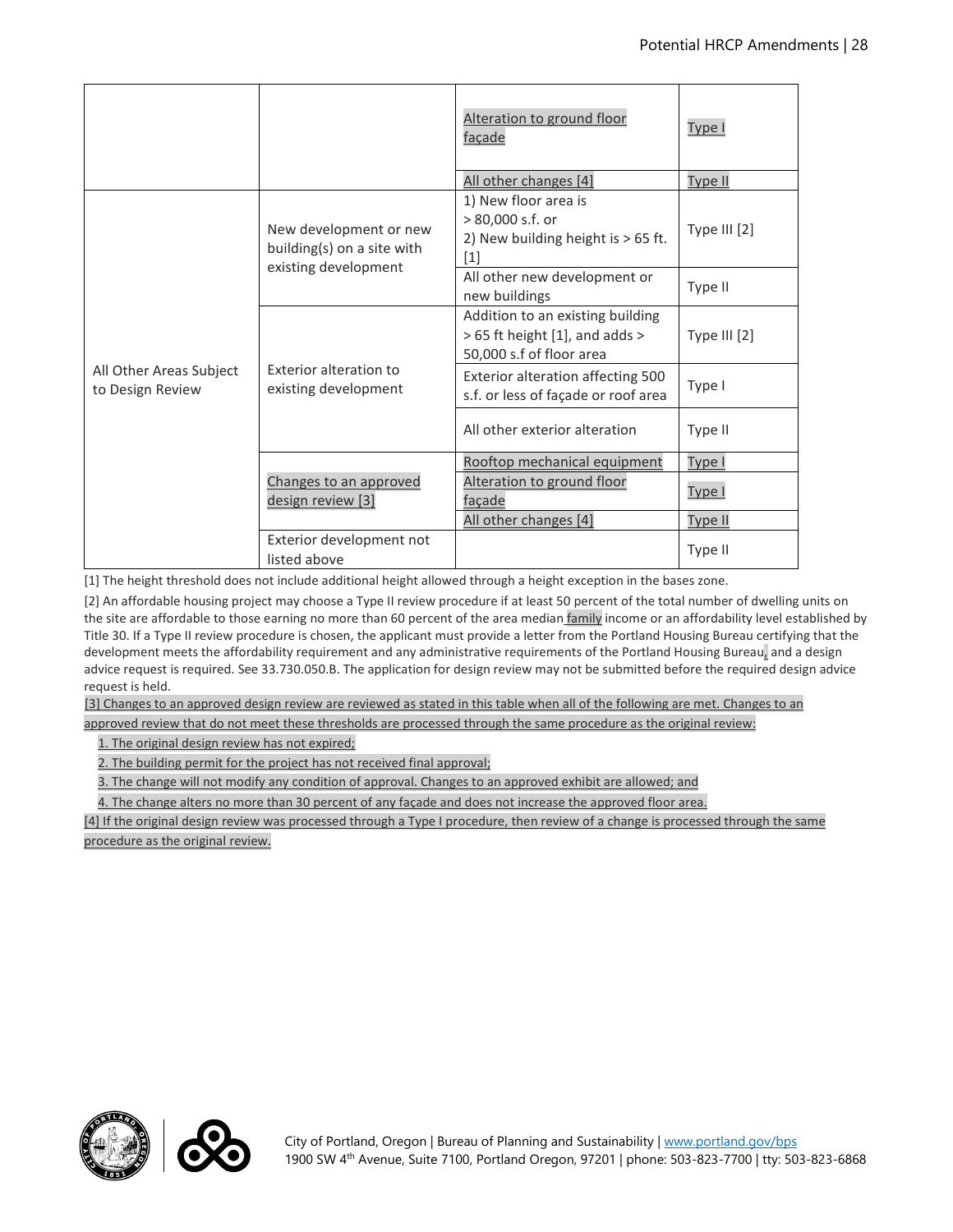| | | | |
|---|---|---|---|
| | | Alteration to ground floor façade | Type I |
| | | All other changes [4] | Type II |
| All Other Areas Subject to Design Review | New development or new building(s) on a site with existing development | 1) New floor area is > 80,000 s.f. or 2) New building height is > 65 ft. [1] | Type III [2] |
| | | All other new development or new buildings | Type II |
| | Exterior alteration to existing development | Addition to an existing building > 65 ft height [1], and adds > 50,000 s.f of floor area | Type III [2] |
| | | Exterior alteration affecting 500 s.f. or less of façade or roof area | Type I |
| | | All other exterior alteration | Type II |
| | Changes to an approved design review [3] | Rooftop mechanical equipment | Type I |
| | | Alteration to ground floor façade | Type I |
| | | All other changes [4] | Type II |
| | Exterior development not listed above | | Type II |

[1] The height threshold does not include additional height allowed through a height exception in the bases zone.

[2] An affordable housing project may choose a Type II review procedure if at least 50 percent of the total number of dwelling units on the site are affordable to those earning no more than 60 percent of the area median family income or an affordability level established by Title 30. If a Type II review procedure is chosen, the applicant must provide a letter from the Portland Housing Bureau certifying that the development meets the affordability requirement and any administrative requirements of the Portland Housing Bureau, and a design advice request is required. See 33.730.050.B. The application for design review may not be submitted before the required design advice request is held.

[3] Changes to an approved design review are reviewed as stated in this table when all of the following are met. Changes to an approved review that do not meet these thresholds are processed through the same procedure as the original review:

1. The original design review has not expired;
2. The building permit for the project has not received final approval;
3. The change will not modify any condition of approval. Changes to an approved exhibit are allowed; and
4. The change alters no more than 30 percent of any façade and does not increase the approved floor area.

[4] If the original design review was processed through a Type I procedure, then review of a change is processed through the same procedure as the original review.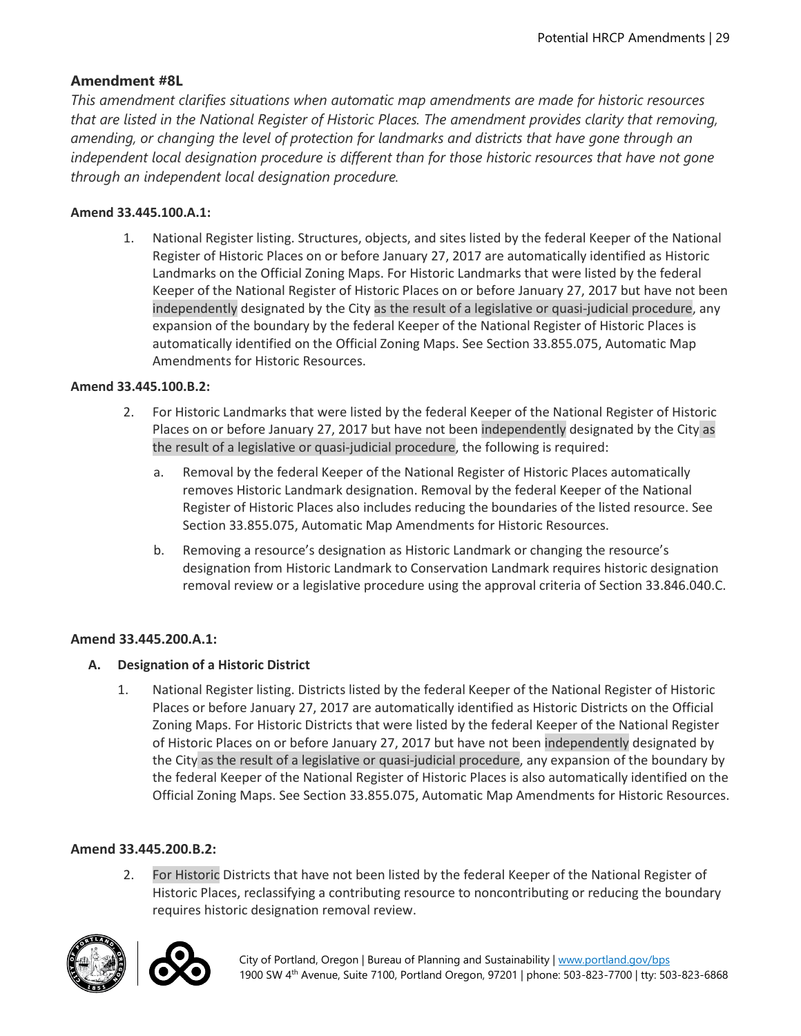### Amendment #8L

*This amendment clarifies situations when automatic map amendments are made for historic resources that are listed in the National Register of Historic Places. The amendment provides clarity that removing, amending, or changing the level of protection for landmarks and districts that have gone through an independent local designation procedure is different than for those historic resources that have not gone through an independent local designation procedure.*

**Amend 33.445.100.A.1:**

1. National Register listing. Structures, objects, and sites listed by the federal Keeper of the National Register of Historic Places on or before January 27, 2017 are automatically identified as Historic Landmarks on the Official Zoning Maps. For Historic Landmarks that were listed by the federal Keeper of the National Register of Historic Places on or before January 27, 2017 but have not been independently designated by the City as the result of a legislative or quasi-judicial procedure, any expansion of the boundary by the federal Keeper of the National Register of Historic Places is automatically identified on the Official Zoning Maps. See Section 33.855.075, Automatic Map Amendments for Historic Resources.

**Amend 33.445.100.B.2:**

2. For Historic Landmarks that were listed by the federal Keeper of the National Register of Historic Places on or before January 27, 2017 but have not been independently designated by the City as the result of a legislative or quasi-judicial procedure, the following is required:

   a. Removal by the federal Keeper of the National Register of Historic Places automatically removes Historic Landmark designation. Removal by the federal Keeper of the National Register of Historic Places also includes reducing the boundaries of the listed resource. See Section 33.855.075, Automatic Map Amendments for Historic Resources.

   b. Removing a resource's designation as Historic Landmark or changing the resource's designation from Historic Landmark to Conservation Landmark requires historic designation removal review or a legislative procedure using the approval criteria of Section 33.846.040.C.

**Amend 33.445.200.A.1:**

**A. Designation of a Historic District**

1. National Register listing. Districts listed by the federal Keeper of the National Register of Historic Places or before January 27, 2017 are automatically identified as Historic Districts on the Official Zoning Maps. For Historic Districts that were listed by the federal Keeper of the National Register of Historic Places on or before January 27, 2017 but have not been independently designated by the City as the result of a legislative or quasi-judicial procedure, any expansion of the boundary by the federal Keeper of the National Register of Historic Places is also automatically identified on the Official Zoning Maps. See Section 33.855.075, Automatic Map Amendments for Historic Resources.

**Amend 33.445.200.B.2:**

2. For Historic Districts that have not been listed by the federal Keeper of the National Register of Historic Places, reclassifying a contributing resource to noncontributing or reducing the boundary requires historic designation removal review.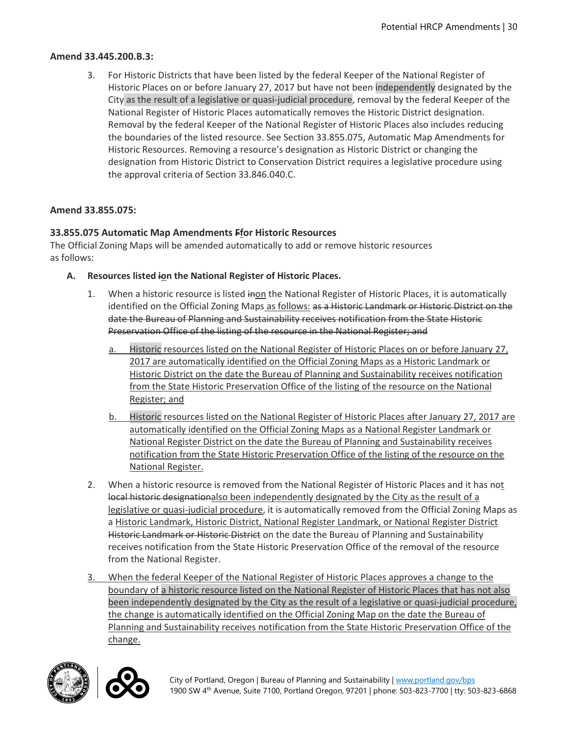**Amend 33.445.200.B.3:**

3. For Historic Districts that have been listed by the federal Keeper of the National Register of Historic Places on or before January 27, 2017 but have not been independently designated by the City as the result of a legislative or quasi-judicial procedure, removal by the federal Keeper of the National Register of Historic Places automatically removes the Historic District designation. Removal by the federal Keeper of the National Register of Historic Places also includes reducing the boundaries of the listed resource. See Section 33.855.075, Automatic Map Amendments for Historic Resources. Removing a resource's designation as Historic District or changing the designation from Historic District to Conservation District requires a legislative procedure using the approval criteria of Section 33.846.040.C.

**Amend 33.855.075:**

**33.855.075 Automatic Map Amendments ~~F~~<u>f</u>or Historic Resources**

The Official Zoning Maps will be amended automatically to add or remove historic resources as follows:

**A. Resources listed ~~i~~<u>o</u>n the National Register of Historic Places.**

1. When a historic resource is listed ~~in~~<u>on</u> the National Register of Historic Places, it is automatically identified on the Official Zoning Maps<u> as follows:</u> ~~as a Historic Landmark or Historic District on the date the Bureau of Planning and Sustainability receives notification from the State Historic Preservation Office of the listing of the resource in the National Register; and~~

   <u>a. Historic resources listed on the National Register of Historic Places on or before January 27, 2017 are automatically identified on the Official Zoning Maps as a Historic Landmark or Historic District on the date the Bureau of Planning and Sustainability receives notification from the State Historic Preservation Office of the listing of the resource on the National Register; and</u>

   <u>b. Historic resources listed on the National Register of Historic Places after January 27, 2017 are automatically identified on the Official Zoning Maps as a National Register Landmark or National Register District on the date the Bureau of Planning and Sustainability receives notification from the State Historic Preservation Office of the listing of the resource on the National Register.</u>

2. When a historic resource is removed from the National Register of Historic Places and it has no<u>t</u> ~~local historic designation~~<u>also been independently designated by the City as the result of a legislative or quasi-judicial procedure</u>, it is automatically removed from the Official Zoning Maps as a <u>Historic Landmark, Historic District, National Register Landmark, or National Register District</u> ~~Historic Landmark or Historic District~~ on the date the Bureau of Planning and Sustainability receives notification from the State Historic Preservation Office of the removal of the resource from the National Register.

3. <u>When the federal Keeper of the National Register of Historic Places approves a change to the boundary of a historic resource listed on the National Register of Historic Places that has not also been independently designated by the City as the result of a legislative or quasi-judicial procedure, the change is automatically identified on the Official Zoning Map on the date the Bureau of Planning and Sustainability receives notification from the State Historic Preservation Office of the change.</u>